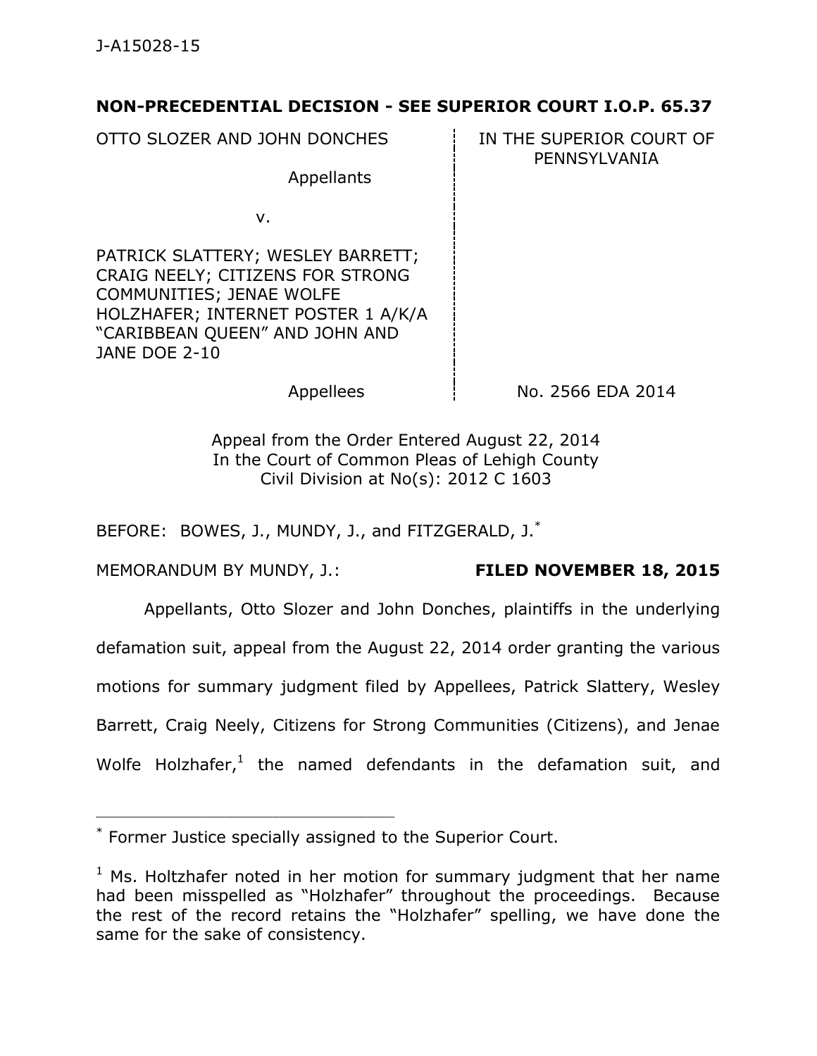J-A15028-15

**NON-PRECEDENTIAL DECISION - SEE SUPERIOR COURT I.O.P. 65.37**

| | |
|---|---|
| OTTO SLOZER AND JOHN DONCHES<br><br>Appellants<br><br>v.<br><br>PATRICK SLATTERY; WESLEY BARRETT; CRAIG NEELY; CITIZENS FOR STRONG COMMUNITIES; JENAE WOLFE HOLZHAFER; INTERNET POSTER 1 A/K/A "CARIBBEAN QUEEN" AND JOHN AND JANE DOE 2-10<br><br>Appellees | IN THE SUPERIOR COURT OF PENNSYLVANIA<br><br><br><br><br><br><br><br>No. 2566 EDA 2014 |

Appeal from the Order Entered August 22, 2014
In the Court of Common Pleas of Lehigh County
Civil Division at No(s): 2012 C 1603

BEFORE: BOWES, J., MUNDY, J., and FITZGERALD, J.*

MEMORANDUM BY MUNDY, J.: **FILED NOVEMBER 18, 2015**

Appellants, Otto Slozer and John Donches, plaintiffs in the underlying defamation suit, appeal from the August 22, 2014 order granting the various motions for summary judgment filed by Appellees, Patrick Slattery, Wesley Barrett, Craig Neely, Citizens for Strong Communities (Citizens), and Jenae Wolfe Holzhafer,[1] the named defendants in the defamation suit, and

---

\* Former Justice specially assigned to the Superior Court.

[1] Ms. Holtzhafer noted in her motion for summary judgment that her name had been misspelled as "Holzhafer" throughout the proceedings. Because the rest of the record retains the "Holzhafer" spelling, we have done the same for the sake of consistency.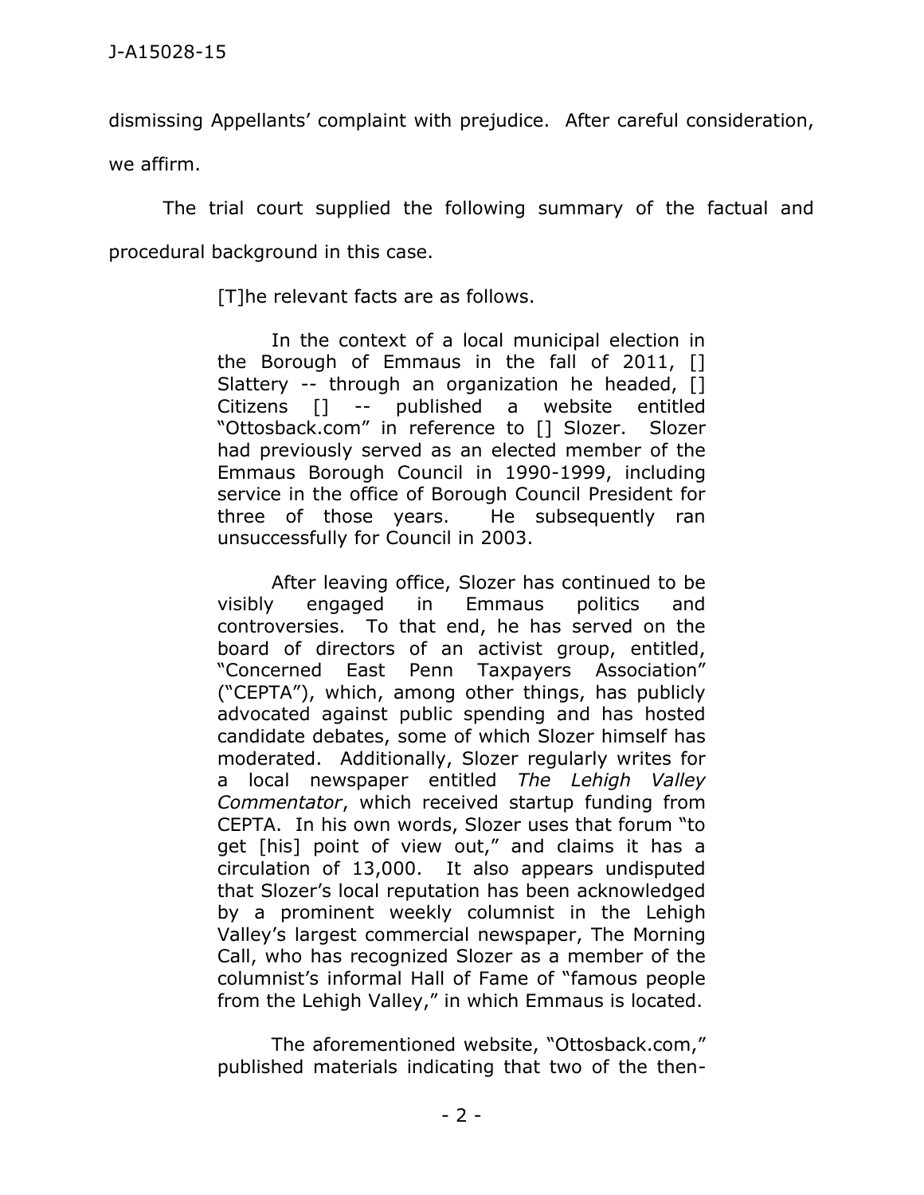dismissing Appellants' complaint with prejudice. After careful consideration, we affirm.

The trial court supplied the following summary of the factual and procedural background in this case.

> [T]he relevant facts are as follows.
>
> In the context of a local municipal election in the Borough of Emmaus in the fall of 2011, [] Slattery -- through an organization he headed, [] Citizens [] -- published a website entitled "Ottosback.com" in reference to [] Slozer. Slozer had previously served as an elected member of the Emmaus Borough Council in 1990-1999, including service in the office of Borough Council President for three of those years. He subsequently ran unsuccessfully for Council in 2003.
>
> After leaving office, Slozer has continued to be visibly engaged in Emmaus politics and controversies. To that end, he has served on the board of directors of an activist group, entitled, "Concerned East Penn Taxpayers Association" ("CEPTA"), which, among other things, has publicly advocated against public spending and has hosted candidate debates, some of which Slozer himself has moderated. Additionally, Slozer regularly writes for a local newspaper entitled *The Lehigh Valley Commentator*, which received startup funding from CEPTA. In his own words, Slozer uses that forum "to get [his] point of view out," and claims it has a circulation of 13,000. It also appears undisputed that Slozer's local reputation has been acknowledged by a prominent weekly columnist in the Lehigh Valley's largest commercial newspaper, The Morning Call, who has recognized Slozer as a member of the columnist's informal Hall of Fame of "famous people from the Lehigh Valley," in which Emmaus is located.
>
> The aforementioned website, "Ottosback.com," published materials indicating that two of the then-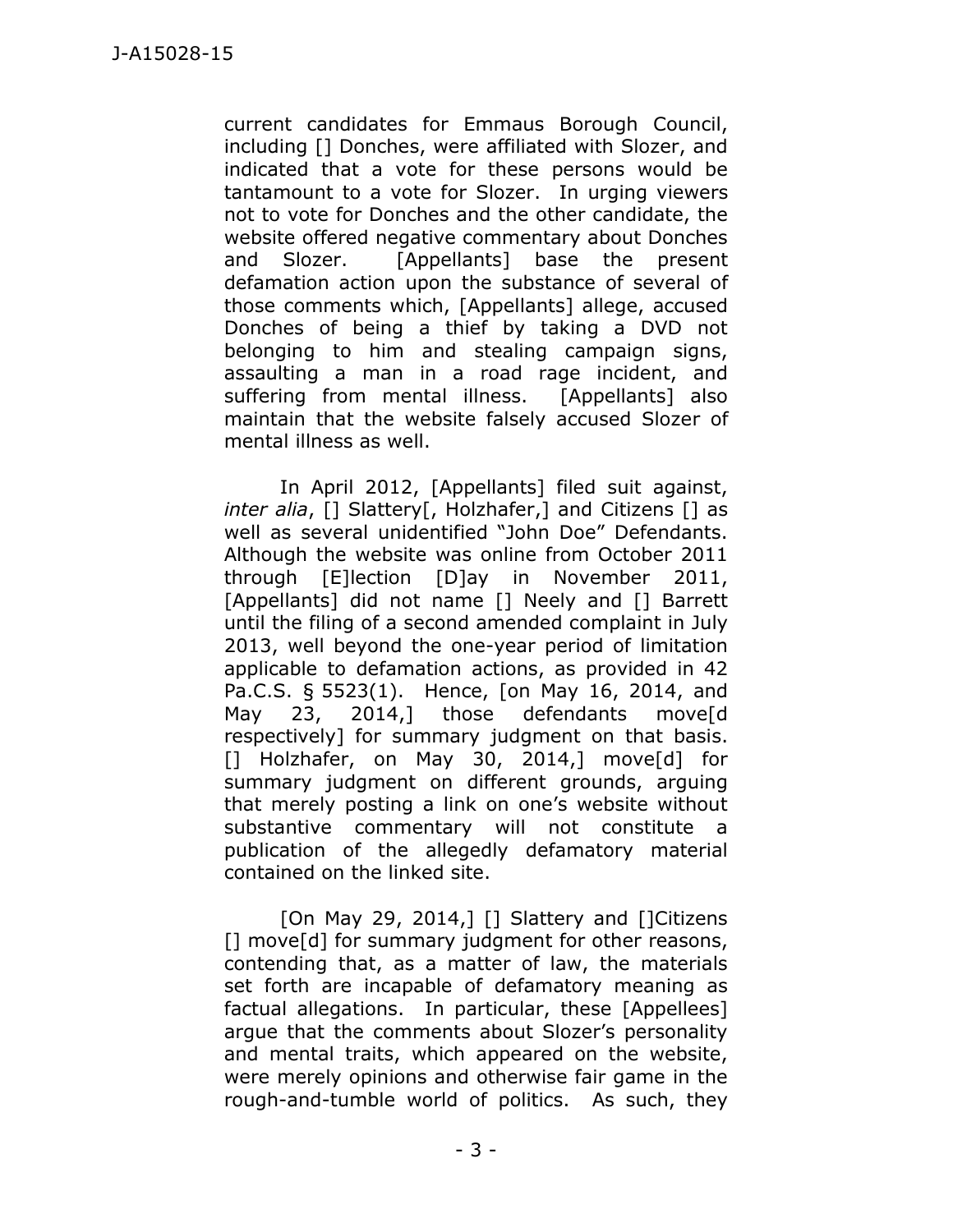current candidates for Emmaus Borough Council, including [] Donches, were affiliated with Slozer, and indicated that a vote for these persons would be tantamount to a vote for Slozer. In urging viewers not to vote for Donches and the other candidate, the website offered negative commentary about Donches and Slozer. [Appellants] base the present defamation action upon the substance of several of those comments which, [Appellants] allege, accused Donches of being a thief by taking a DVD not belonging to him and stealing campaign signs, assaulting a man in a road rage incident, and suffering from mental illness. [Appellants] also maintain that the website falsely accused Slozer of mental illness as well.

In April 2012, [Appellants] filed suit against, *inter alia*, [] Slattery[, Holzhafer,] and Citizens [] as well as several unidentified "John Doe" Defendants. Although the website was online from October 2011 through [E]lection [D]ay in November 2011, [Appellants] did not name [] Neely and [] Barrett until the filing of a second amended complaint in July 2013, well beyond the one-year period of limitation applicable to defamation actions, as provided in 42 Pa.C.S. § 5523(1). Hence, [on May 16, 2014, and May 23, 2014,] those defendants move[d respectively] for summary judgment on that basis. [] Holzhafer, on May 30, 2014,] move[d] for summary judgment on different grounds, arguing that merely posting a link on one's website without substantive commentary will not constitute a publication of the allegedly defamatory material contained on the linked site.

[On May 29, 2014,] [] Slattery and []Citizens [] move[d] for summary judgment for other reasons, contending that, as a matter of law, the materials set forth are incapable of defamatory meaning as factual allegations. In particular, these [Appellees] argue that the comments about Slozer's personality and mental traits, which appeared on the website, were merely opinions and otherwise fair game in the rough-and-tumble world of politics. As such, they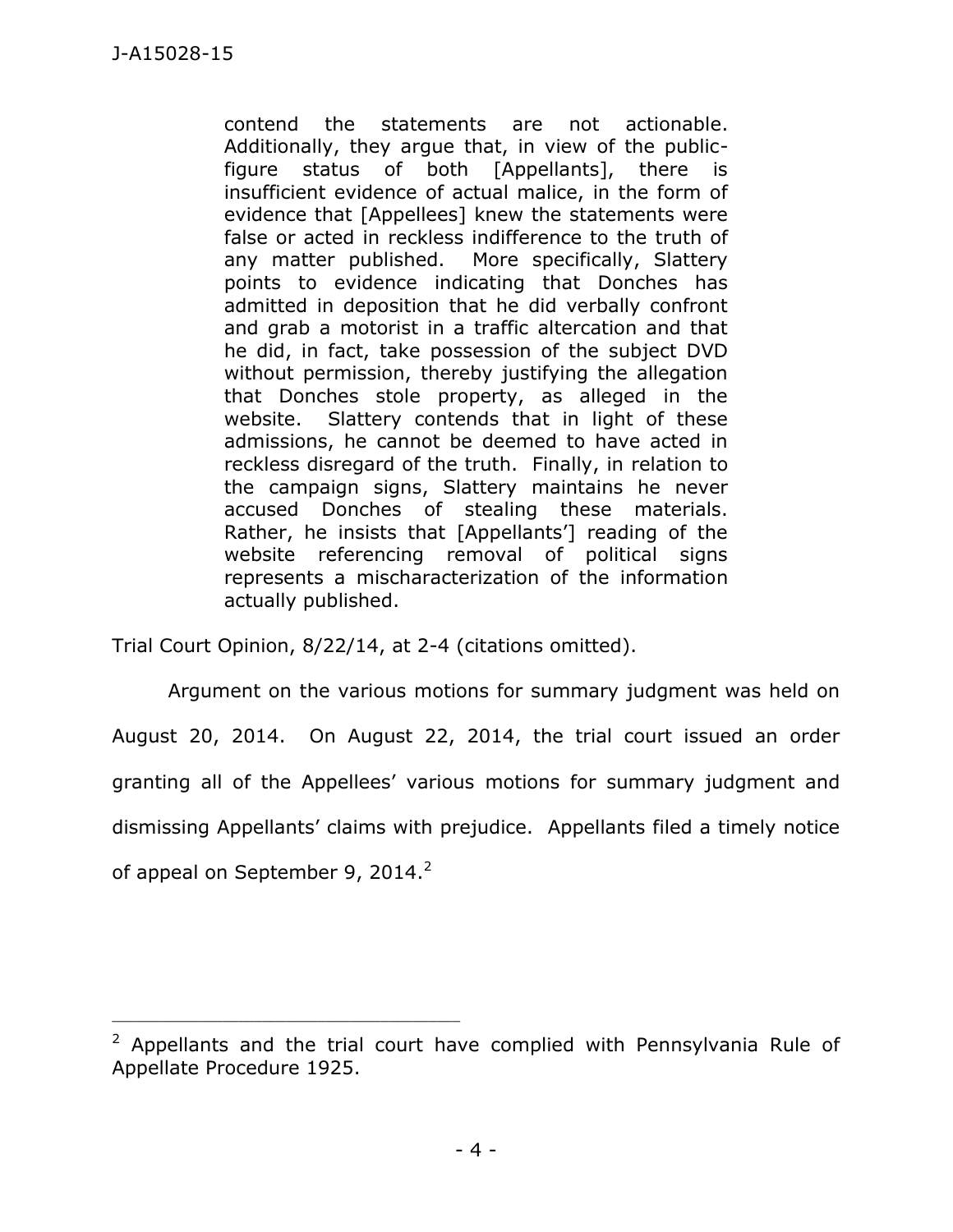> contend the statements are not actionable. Additionally, they argue that, in view of the public-figure status of both [Appellants], there is insufficient evidence of actual malice, in the form of evidence that [Appellees] knew the statements were false or acted in reckless indifference to the truth of any matter published. More specifically, Slattery points to evidence indicating that Donches has admitted in deposition that he did verbally confront and grab a motorist in a traffic altercation and that he did, in fact, take possession of the subject DVD without permission, thereby justifying the allegation that Donches stole property, as alleged in the website. Slattery contends that in light of these admissions, he cannot be deemed to have acted in reckless disregard of the truth. Finally, in relation to the campaign signs, Slattery maintains he never accused Donches of stealing these materials. Rather, he insists that [Appellants'] reading of the website referencing removal of political signs represents a mischaracterization of the information actually published.

Trial Court Opinion, 8/22/14, at 2-4 (citations omitted).

Argument on the various motions for summary judgment was held on August 20, 2014. On August 22, 2014, the trial court issued an order granting all of the Appellees' various motions for summary judgment and dismissing Appellants' claims with prejudice. Appellants filed a timely notice of appeal on September 9, 2014.[2]

---

[2] Appellants and the trial court have complied with Pennsylvania Rule of Appellate Procedure 1925.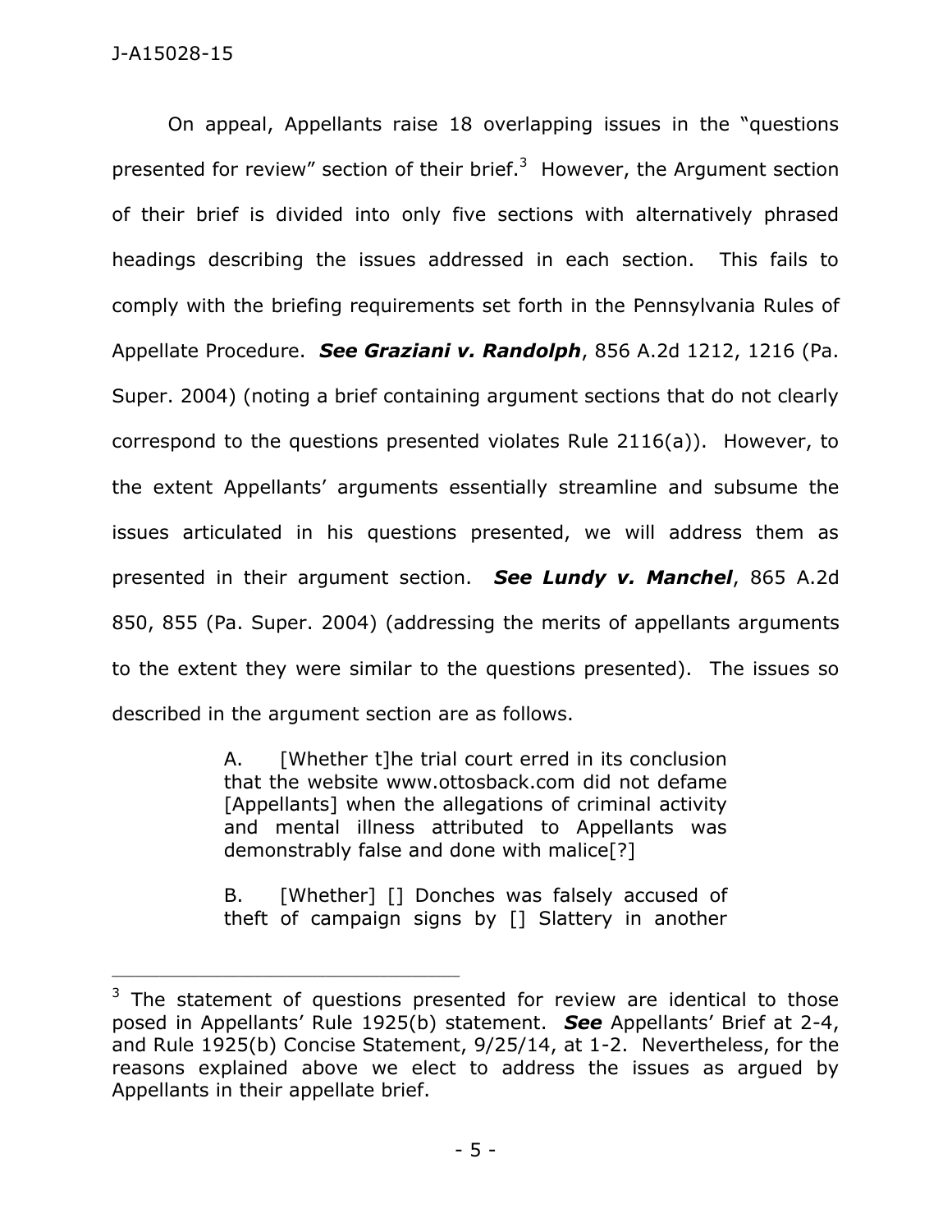On appeal, Appellants raise 18 overlapping issues in the "questions presented for review" section of their brief.[3] However, the Argument section of their brief is divided into only five sections with alternatively phrased headings describing the issues addressed in each section. This fails to comply with the briefing requirements set forth in the Pennsylvania Rules of Appellate Procedure. ***See Graziani v. Randolph***, 856 A.2d 1212, 1216 (Pa. Super. 2004) (noting a brief containing argument sections that do not clearly correspond to the questions presented violates Rule 2116(a)). However, to the extent Appellants' arguments essentially streamline and subsume the issues articulated in his questions presented, we will address them as presented in their argument section. ***See Lundy v. Manchel***, 865 A.2d 850, 855 (Pa. Super. 2004) (addressing the merits of appellants arguments to the extent they were similar to the questions presented). The issues so described in the argument section are as follows.

> A. [Whether t]he trial court erred in its conclusion that the website www.ottosback.com did not defame [Appellants] when the allegations of criminal activity and mental illness attributed to Appellants was demonstrably false and done with malice[?]
>
> B. [Whether] [] Donches was falsely accused of theft of campaign signs by [] Slattery in another

---

[3] The statement of questions presented for review are identical to those posed in Appellants' Rule 1925(b) statement. ***See*** Appellants' Brief at 2-4, and Rule 1925(b) Concise Statement, 9/25/14, at 1-2. Nevertheless, for the reasons explained above we elect to address the issues as argued by Appellants in their appellate brief.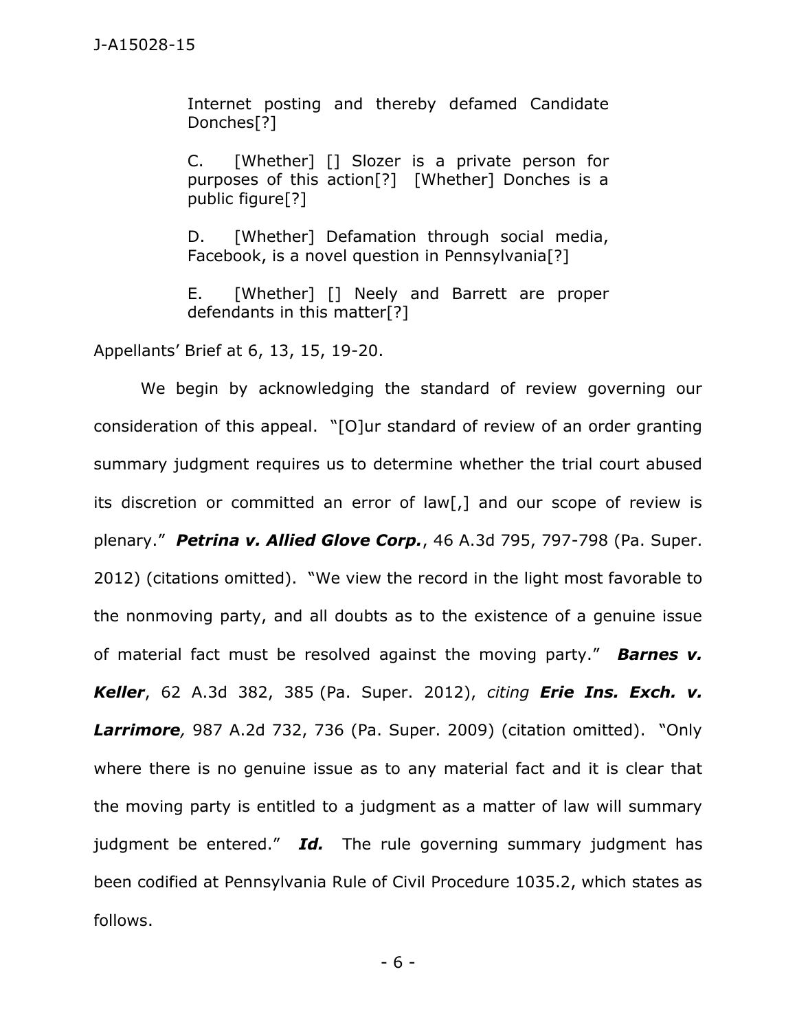> Internet posting and thereby defamed Candidate Donches[?]
>
> C. [Whether] [] Slozer is a private person for purposes of this action[?] [Whether] Donches is a public figure[?]
>
> D. [Whether] Defamation through social media, Facebook, is a novel question in Pennsylvania[?]
>
> E. [Whether] [] Neely and Barrett are proper defendants in this matter[?]

Appellants' Brief at 6, 13, 15, 19-20.

We begin by acknowledging the standard of review governing our consideration of this appeal. "[O]ur standard of review of an order granting summary judgment requires us to determine whether the trial court abused its discretion or committed an error of law[,] and our scope of review is plenary." ***Petrina v. Allied Glove Corp.***, 46 A.3d 795, 797-798 (Pa. Super. 2012) (citations omitted). "We view the record in the light most favorable to the nonmoving party, and all doubts as to the existence of a genuine issue of material fact must be resolved against the moving party." ***Barnes v. Keller***, 62 A.3d 382, 385 (Pa. Super. 2012), *citing* ***Erie Ins. Exch. v. Larrimore***, 987 A.2d 732, 736 (Pa. Super. 2009) (citation omitted). "Only where there is no genuine issue as to any material fact and it is clear that the moving party is entitled to a judgment as a matter of law will summary judgment be entered." ***Id.*** The rule governing summary judgment has been codified at Pennsylvania Rule of Civil Procedure 1035.2, which states as follows.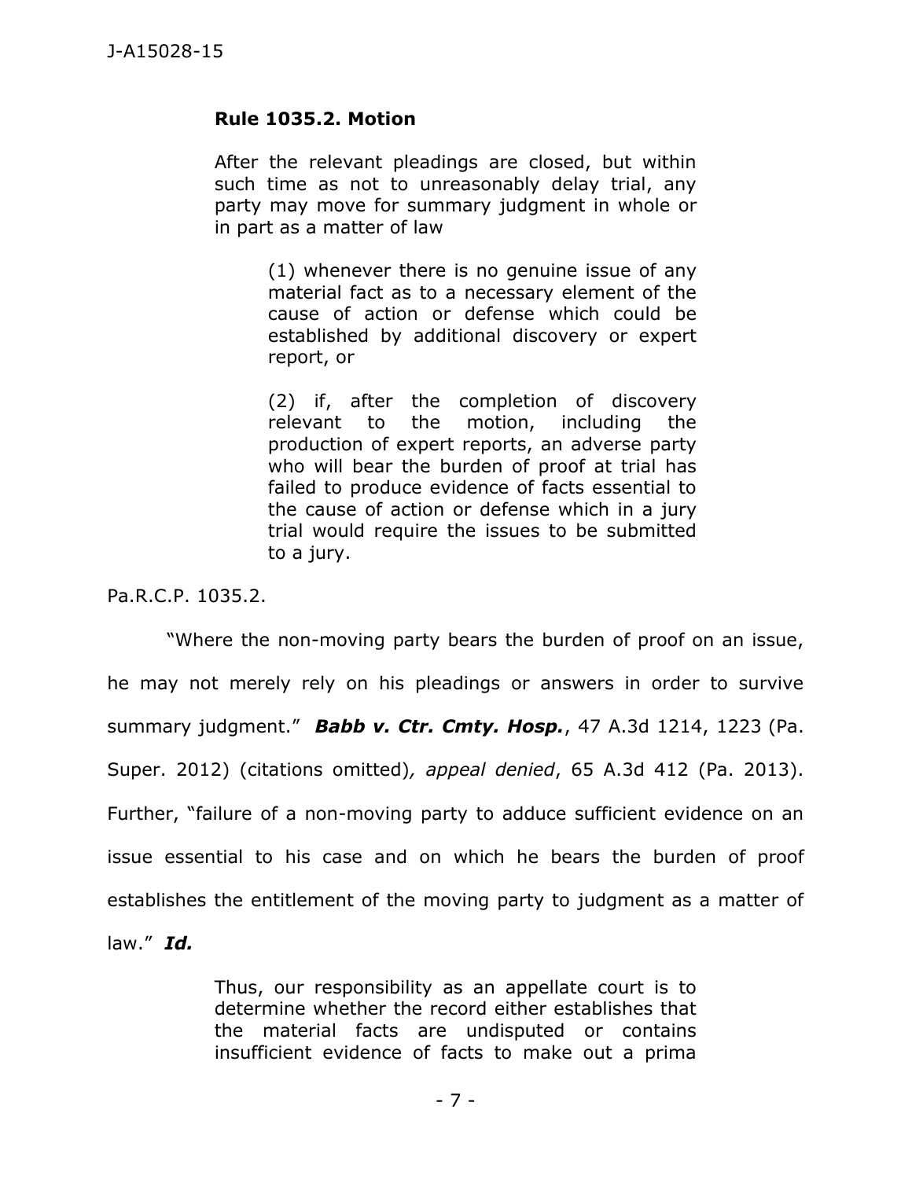> **Rule 1035.2. Motion**
>
> After the relevant pleadings are closed, but within such time as not to unreasonably delay trial, any party may move for summary judgment in whole or in part as a matter of law
>
> > (1) whenever there is no genuine issue of any material fact as to a necessary element of the cause of action or defense which could be established by additional discovery or expert report, or
> >
> > (2) if, after the completion of discovery relevant to the motion, including the production of expert reports, an adverse party who will bear the burden of proof at trial has failed to produce evidence of facts essential to the cause of action or defense which in a jury trial would require the issues to be submitted to a jury.

Pa.R.C.P. 1035.2.

"Where the non-moving party bears the burden of proof on an issue, he may not merely rely on his pleadings or answers in order to survive summary judgment." ***Babb v. Ctr. Cmty. Hosp.***, 47 A.3d 1214, 1223 (Pa. Super. 2012) (citations omitted), *appeal denied*, 65 A.3d 412 (Pa. 2013). Further, "failure of a non-moving party to adduce sufficient evidence on an issue essential to his case and on which he bears the burden of proof establishes the entitlement of the moving party to judgment as a matter of law." ***Id.***

> Thus, our responsibility as an appellate court is to determine whether the record either establishes that the material facts are undisputed or contains insufficient evidence of facts to make out a prima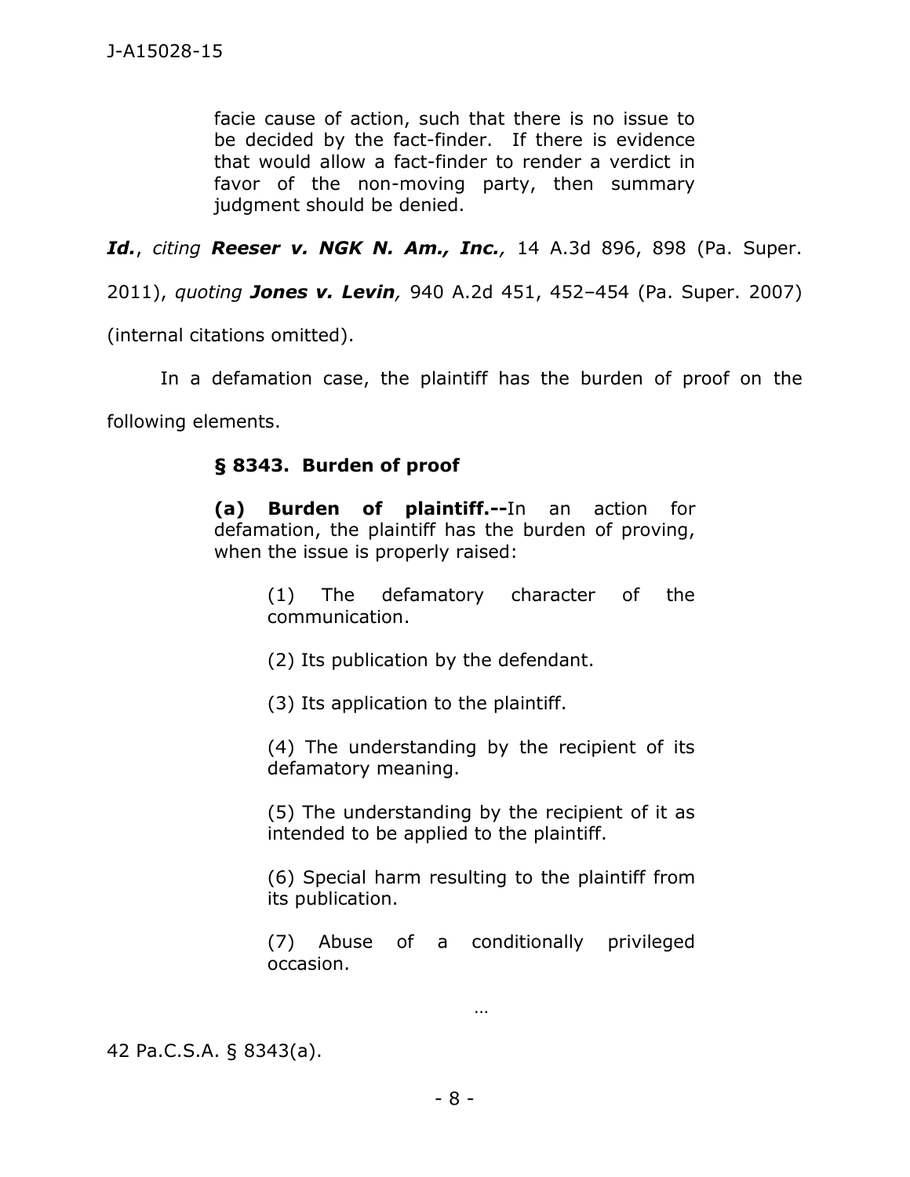> facie cause of action, such that there is no issue to be decided by the fact-finder. If there is evidence that would allow a fact-finder to render a verdict in favor of the non-moving party, then summary judgment should be denied.

***Id.***, *citing* ***Reeser v. NGK N. Am., Inc.,*** 14 A.3d 896, 898 (Pa. Super. 2011), *quoting* ***Jones v. Levin,*** 940 A.2d 451, 452–454 (Pa. Super. 2007) (internal citations omitted).

In a defamation case, the plaintiff has the burden of proof on the following elements.

> **§ 8343. Burden of proof**
>
> **(a) Burden of plaintiff.--**In an action for defamation, the plaintiff has the burden of proving, when the issue is properly raised:
>
> > (1) The defamatory character of the communication.
> >
> > (2) Its publication by the defendant.
> >
> > (3) Its application to the plaintiff.
> >
> > (4) The understanding by the recipient of its defamatory meaning.
> >
> > (5) The understanding by the recipient of it as intended to be applied to the plaintiff.
> >
> > (6) Special harm resulting to the plaintiff from its publication.
> >
> > (7) Abuse of a conditionally privileged occasion.
>
> …

42 Pa.C.S.A. § 8343(a).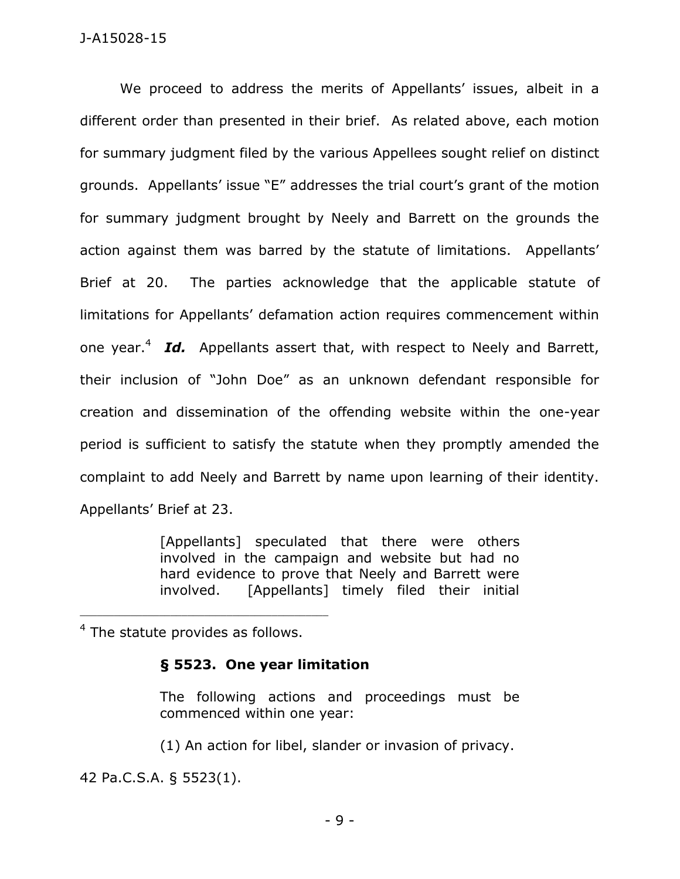We proceed to address the merits of Appellants' issues, albeit in a different order than presented in their brief. As related above, each motion for summary judgment filed by the various Appellees sought relief on distinct grounds. Appellants' issue "E" addresses the trial court's grant of the motion for summary judgment brought by Neely and Barrett on the grounds the action against them was barred by the statute of limitations. Appellants' Brief at 20. The parties acknowledge that the applicable statute of limitations for Appellants' defamation action requires commencement within one year.[4] ***Id.*** Appellants assert that, with respect to Neely and Barrett, their inclusion of "John Doe" as an unknown defendant responsible for creation and dissemination of the offending website within the one-year period is sufficient to satisfy the statute when they promptly amended the complaint to add Neely and Barrett by name upon learning of their identity. Appellants' Brief at 23.

> [Appellants] speculated that there were others involved in the campaign and website but had no hard evidence to prove that Neely and Barrett were involved. [Appellants] timely filed their initial

---

[4] The statute provides as follows.

> **§ 5523. One year limitation**
>
> The following actions and proceedings must be commenced within one year:
>
> (1) An action for libel, slander or invasion of privacy.

42 Pa.C.S.A. § 5523(1).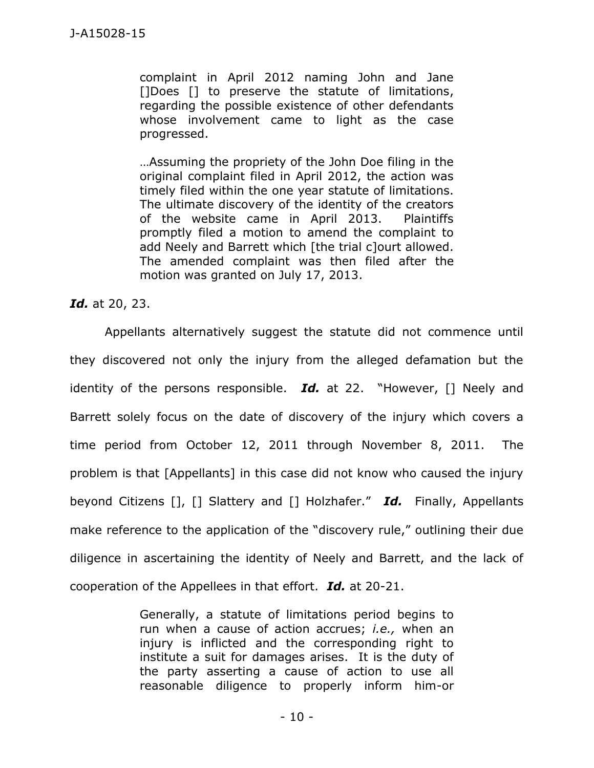> complaint in April 2012 naming John and Jane []Does [] to preserve the statute of limitations, regarding the possible existence of other defendants whose involvement came to light as the case progressed.
>
> …Assuming the propriety of the John Doe filing in the original complaint filed in April 2012, the action was timely filed within the one year statute of limitations. The ultimate discovery of the identity of the creators of the website came in April 2013. Plaintiffs promptly filed a motion to amend the complaint to add Neely and Barrett which [the trial c]ourt allowed. The amended complaint was then filed after the motion was granted on July 17, 2013.

***Id.*** at 20, 23.

Appellants alternatively suggest the statute did not commence until they discovered not only the injury from the alleged defamation but the identity of the persons responsible. ***Id.*** at 22. "However, [] Neely and Barrett solely focus on the date of discovery of the injury which covers a time period from October 12, 2011 through November 8, 2011. The problem is that [Appellants] in this case did not know who caused the injury beyond Citizens [], [] Slattery and [] Holzhafer." ***Id.*** Finally, Appellants make reference to the application of the "discovery rule," outlining their due diligence in ascertaining the identity of Neely and Barrett, and the lack of cooperation of the Appellees in that effort. ***Id.*** at 20-21.

> Generally, a statute of limitations period begins to run when a cause of action accrues; *i.e.,* when an injury is inflicted and the corresponding right to institute a suit for damages arises. It is the duty of the party asserting a cause of action to use all reasonable diligence to properly inform him-or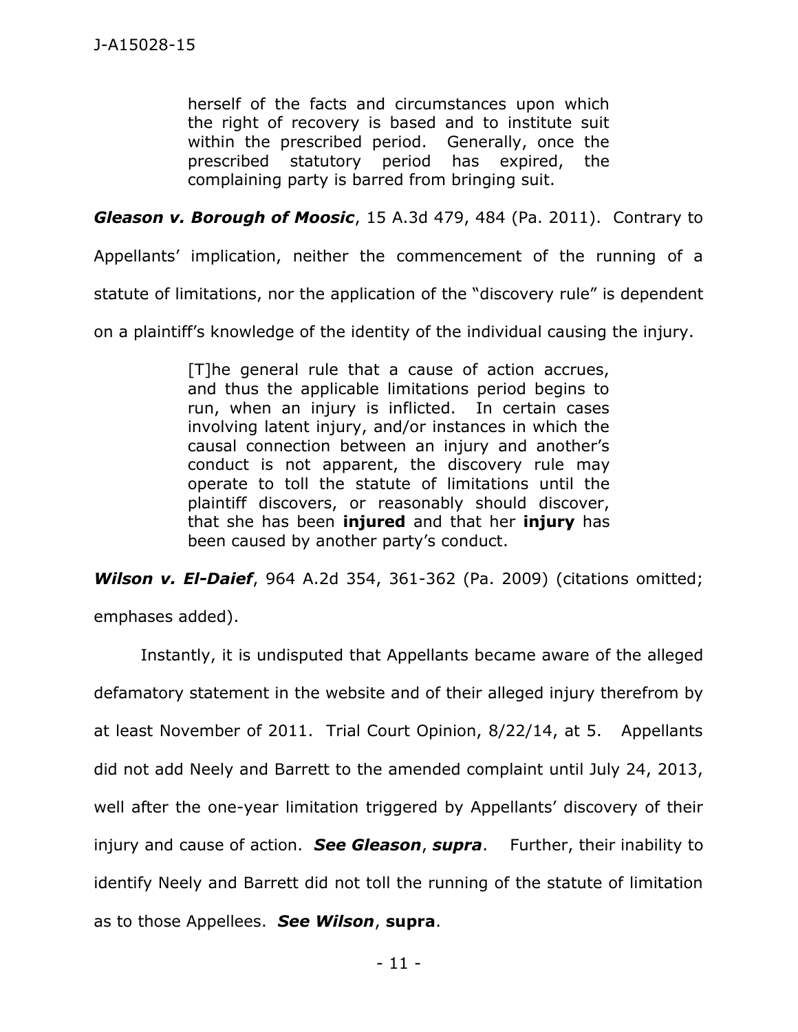> herself of the facts and circumstances upon which the right of recovery is based and to institute suit within the prescribed period. Generally, once the prescribed statutory period has expired, the complaining party is barred from bringing suit.

***Gleason v. Borough of Moosic***, 15 A.3d 479, 484 (Pa. 2011). Contrary to Appellants' implication, neither the commencement of the running of a statute of limitations, nor the application of the "discovery rule" is dependent on a plaintiff's knowledge of the identity of the individual causing the injury.

> [T]he general rule that a cause of action accrues, and thus the applicable limitations period begins to run, when an injury is inflicted. In certain cases involving latent injury, and/or instances in which the causal connection between an injury and another's conduct is not apparent, the discovery rule may operate to toll the statute of limitations until the plaintiff discovers, or reasonably should discover, that she has been **injured** and that her **injury** has been caused by another party's conduct.

***Wilson v. El-Daief***, 964 A.2d 354, 361-362 (Pa. 2009) (citations omitted; emphases added).

Instantly, it is undisputed that Appellants became aware of the alleged defamatory statement in the website and of their alleged injury therefrom by at least November of 2011. Trial Court Opinion, 8/22/14, at 5. Appellants did not add Neely and Barrett to the amended complaint until July 24, 2013, well after the one-year limitation triggered by Appellants' discovery of their injury and cause of action. ***See Gleason***, ***supra***. Further, their inability to identify Neely and Barrett did not toll the running of the statute of limitation as to those Appellees. ***See Wilson***, **supra**.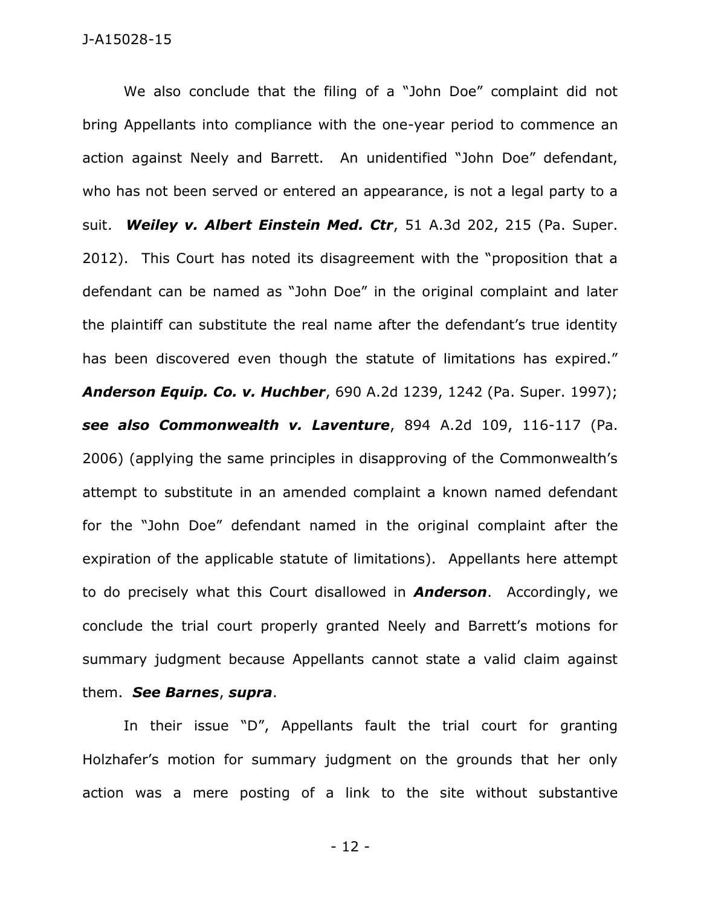We also conclude that the filing of a "John Doe" complaint did not bring Appellants into compliance with the one-year period to commence an action against Neely and Barrett. An unidentified "John Doe" defendant, who has not been served or entered an appearance, is not a legal party to a suit. ***Weiley v. Albert Einstein Med. Ctr***, 51 A.3d 202, 215 (Pa. Super. 2012). This Court has noted its disagreement with the "proposition that a defendant can be named as "John Doe" in the original complaint and later the plaintiff can substitute the real name after the defendant's true identity has been discovered even though the statute of limitations has expired." ***Anderson Equip. Co. v. Huchber***, 690 A.2d 1239, 1242 (Pa. Super. 1997); ***see also Commonwealth v. Laventure***, 894 A.2d 109, 116-117 (Pa. 2006) (applying the same principles in disapproving of the Commonwealth's attempt to substitute in an amended complaint a known named defendant for the "John Doe" defendant named in the original complaint after the expiration of the applicable statute of limitations). Appellants here attempt to do precisely what this Court disallowed in ***Anderson***. Accordingly, we conclude the trial court properly granted Neely and Barrett's motions for summary judgment because Appellants cannot state a valid claim against them. ***See Barnes***, ***supra***.

In their issue "D", Appellants fault the trial court for granting Holzhafer's motion for summary judgment on the grounds that her only action was a mere posting of a link to the site without substantive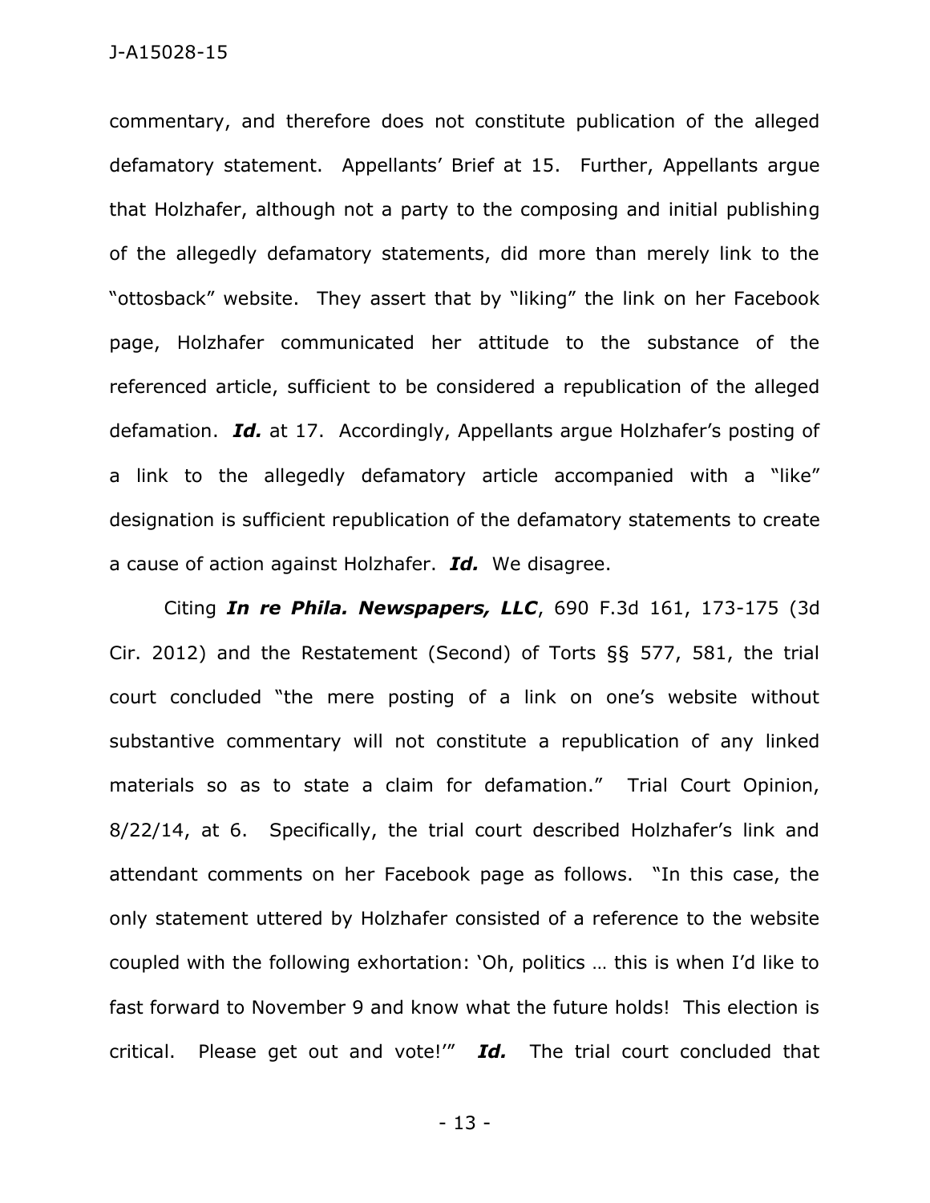commentary, and therefore does not constitute publication of the alleged defamatory statement. Appellants' Brief at 15. Further, Appellants argue that Holzhafer, although not a party to the composing and initial publishing of the allegedly defamatory statements, did more than merely link to the "ottosback" website. They assert that by "liking" the link on her Facebook page, Holzhafer communicated her attitude to the substance of the referenced article, sufficient to be considered a republication of the alleged defamation. ***Id.*** at 17. Accordingly, Appellants argue Holzhafer's posting of a link to the allegedly defamatory article accompanied with a "like" designation is sufficient republication of the defamatory statements to create a cause of action against Holzhafer. ***Id.*** We disagree.

Citing ***In re Phila. Newspapers, LLC***, 690 F.3d 161, 173-175 (3d Cir. 2012) and the Restatement (Second) of Torts §§ 577, 581, the trial court concluded "the mere posting of a link on one's website without substantive commentary will not constitute a republication of any linked materials so as to state a claim for defamation." Trial Court Opinion, 8/22/14, at 6. Specifically, the trial court described Holzhafer's link and attendant comments on her Facebook page as follows. "In this case, the only statement uttered by Holzhafer consisted of a reference to the website coupled with the following exhortation: 'Oh, politics … this is when I'd like to fast forward to November 9 and know what the future holds! This election is critical. Please get out and vote!'" ***Id.*** The trial court concluded that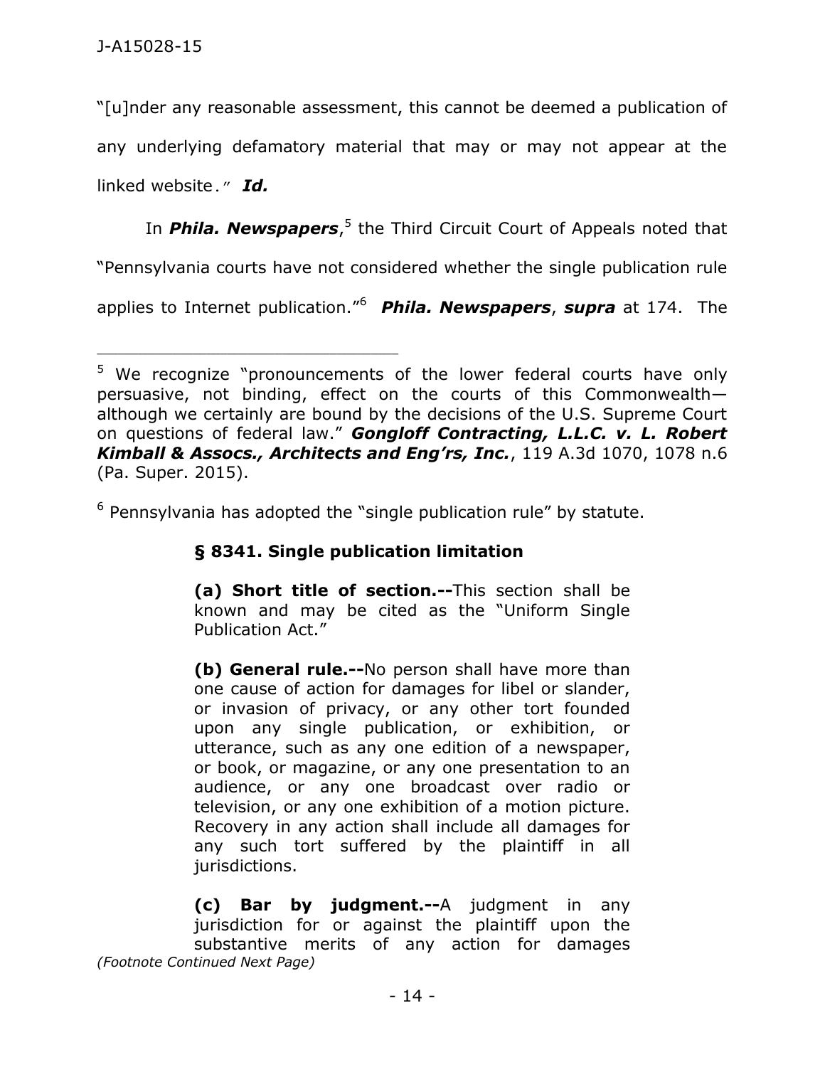"[u]nder any reasonable assessment, this cannot be deemed a publication of any underlying defamatory material that may or may not appear at the linked website." ***Id.***

In ***Phila. Newspapers***,[5] the Third Circuit Court of Appeals noted that "Pennsylvania courts have not considered whether the single publication rule applies to Internet publication."[6] ***Phila. Newspapers***, ***supra*** at 174. The

---

[5] We recognize "pronouncements of the lower federal courts have only persuasive, not binding, effect on the courts of this Commonwealth—although we certainly are bound by the decisions of the U.S. Supreme Court on questions of federal law." ***Gongloff Contracting, L.L.C. v. L. Robert Kimball & Assocs., Architects and Eng'rs, Inc.***, 119 A.3d 1070, 1078 n.6 (Pa. Super. 2015).

[6] Pennsylvania has adopted the "single publication rule" by statute.

> **§ 8341. Single publication limitation**
>
> **(a) Short title of section.--**This section shall be known and may be cited as the "Uniform Single Publication Act."
>
> **(b) General rule.--**No person shall have more than one cause of action for damages for libel or slander, or invasion of privacy, or any other tort founded upon any single publication, or exhibition, or utterance, such as any one edition of a newspaper, or book, or magazine, or any one presentation to an audience, or any one broadcast over radio or television, or any one exhibition of a motion picture. Recovery in any action shall include all damages for any such tort suffered by the plaintiff in all jurisdictions.
>
> **(c) Bar by judgment.--**A judgment in any jurisdiction for or against the plaintiff upon the substantive merits of any action for damages

*(Footnote Continued Next Page)*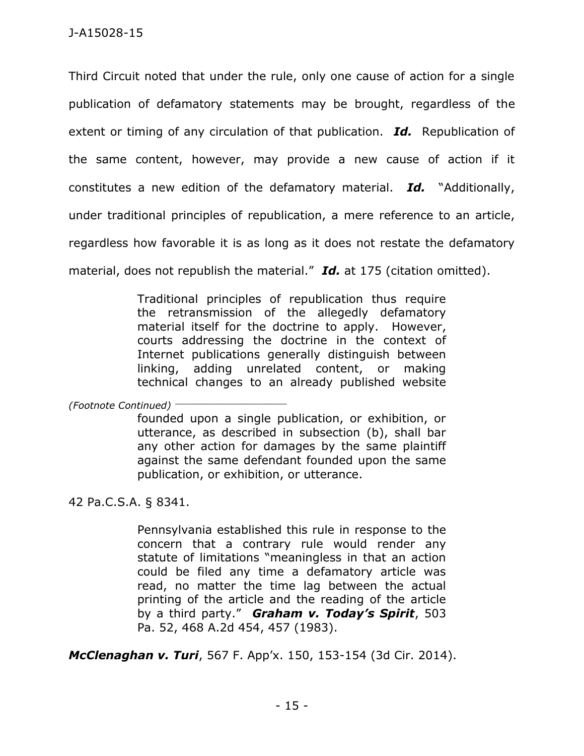Third Circuit noted that under the rule, only one cause of action for a single publication of defamatory statements may be brought, regardless of the extent or timing of any circulation of that publication. ***Id.*** Republication of the same content, however, may provide a new cause of action if it constitutes a new edition of the defamatory material. ***Id.*** "Additionally, under traditional principles of republication, a mere reference to an article, regardless how favorable it is as long as it does not restate the defamatory material, does not republish the material." ***Id.*** at 175 (citation omitted).

> Traditional principles of republication thus require the retransmission of the allegedly defamatory material itself for the doctrine to apply. However, courts addressing the doctrine in the context of Internet publications generally distinguish between linking, adding unrelated content, or making technical changes to an already published website

*(Footnote Continued)*

> founded upon a single publication, or exhibition, or utterance, as described in subsection (b), shall bar any other action for damages by the same plaintiff against the same defendant founded upon the same publication, or exhibition, or utterance.

42 Pa.C.S.A. § 8341.

> Pennsylvania established this rule in response to the concern that a contrary rule would render any statute of limitations "meaningless in that an action could be filed any time a defamatory article was read, no matter the time lag between the actual printing of the article and the reading of the article by a third party." ***Graham v. Today's Spirit***, 503 Pa. 52, 468 A.2d 454, 457 (1983).

***McClenaghan v. Turi***, 567 F. App'x. 150, 153-154 (3d Cir. 2014).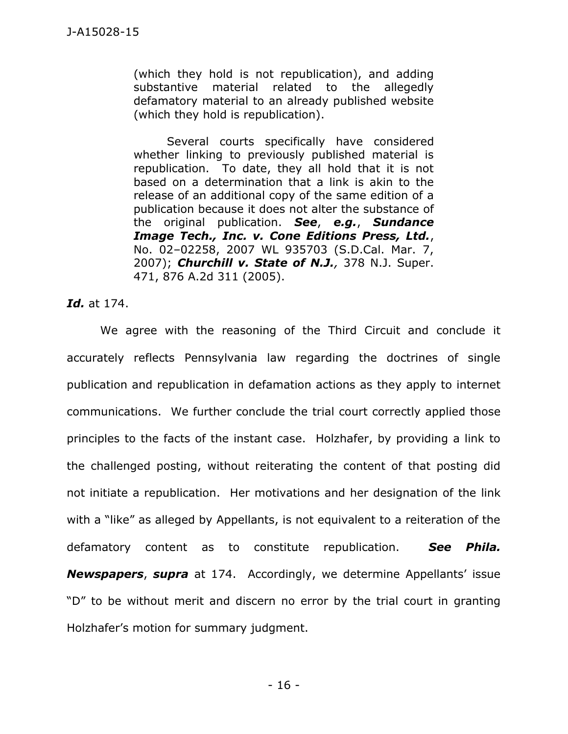> (which they hold is not republication), and adding substantive material related to the allegedly defamatory material to an already published website (which they hold is republication).
>
> Several courts specifically have considered whether linking to previously published material is republication. To date, they all hold that it is not based on a determination that a link is akin to the release of an additional copy of the same edition of a publication because it does not alter the substance of the original publication. ***See***, ***e.g.***, ***Sundance Image Tech., Inc. v. Cone Editions Press, Ltd.***, No. 02–02258, 2007 WL 935703 (S.D.Cal. Mar. 7, 2007); ***Churchill v. State of N.J.***, 378 N.J. Super. 471, 876 A.2d 311 (2005).

***Id.*** at 174.

We agree with the reasoning of the Third Circuit and conclude it accurately reflects Pennsylvania law regarding the doctrines of single publication and republication in defamation actions as they apply to internet communications. We further conclude the trial court correctly applied those principles to the facts of the instant case. Holzhafer, by providing a link to the challenged posting, without reiterating the content of that posting did not initiate a republication. Her motivations and her designation of the link with a "like" as alleged by Appellants, is not equivalent to a reiteration of the defamatory content as to constitute republication. ***See Phila. Newspapers***, ***supra*** at 174. Accordingly, we determine Appellants' issue "D" to be without merit and discern no error by the trial court in granting Holzhafer's motion for summary judgment.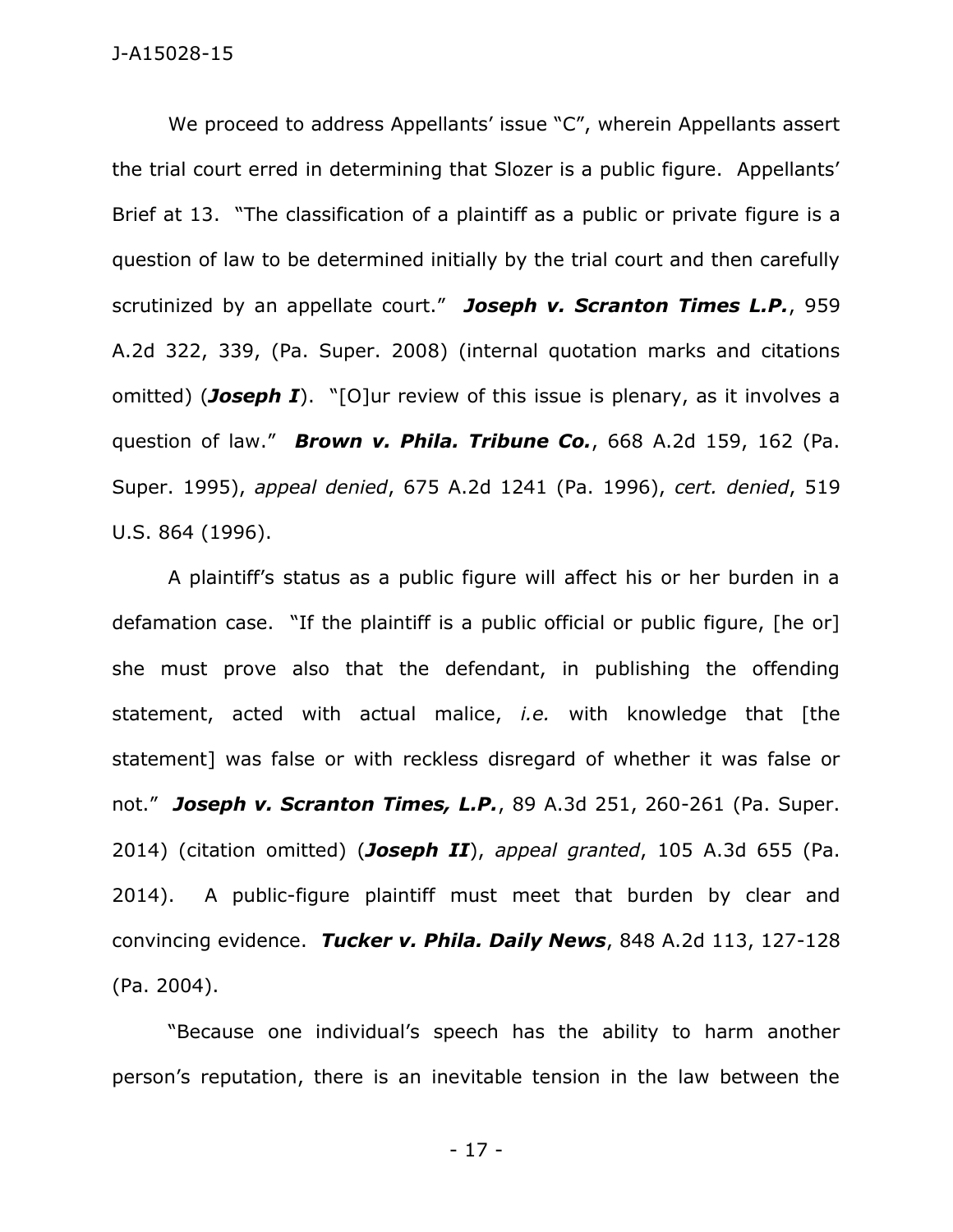We proceed to address Appellants' issue "C", wherein Appellants assert the trial court erred in determining that Slozer is a public figure. Appellants' Brief at 13. "The classification of a plaintiff as a public or private figure is a question of law to be determined initially by the trial court and then carefully scrutinized by an appellate court." ***Joseph v. Scranton Times L.P.***, 959 A.2d 322, 339, (Pa. Super. 2008) (internal quotation marks and citations omitted) (***Joseph I***). "[O]ur review of this issue is plenary, as it involves a question of law." ***Brown v. Phila. Tribune Co.***, 668 A.2d 159, 162 (Pa. Super. 1995), *appeal denied*, 675 A.2d 1241 (Pa. 1996), *cert. denied*, 519 U.S. 864 (1996).

A plaintiff's status as a public figure will affect his or her burden in a defamation case. "If the plaintiff is a public official or public figure, [he or] she must prove also that the defendant, in publishing the offending statement, acted with actual malice, *i.e.* with knowledge that [the statement] was false or with reckless disregard of whether it was false or not." ***Joseph v. Scranton Times, L.P.***, 89 A.3d 251, 260-261 (Pa. Super. 2014) (citation omitted) (***Joseph II***), *appeal granted*, 105 A.3d 655 (Pa. 2014). A public-figure plaintiff must meet that burden by clear and convincing evidence. ***Tucker v. Phila. Daily News***, 848 A.2d 113, 127-128 (Pa. 2004).

"Because one individual's speech has the ability to harm another person's reputation, there is an inevitable tension in the law between the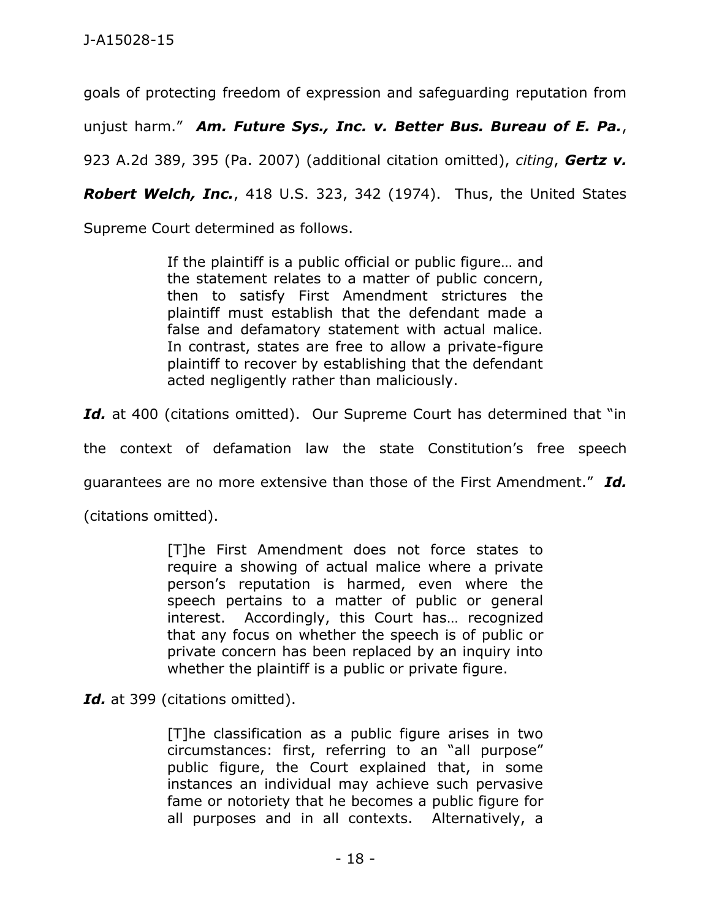goals of protecting freedom of expression and safeguarding reputation from unjust harm." ***Am. Future Sys., Inc. v. Better Bus. Bureau of E. Pa.***, 923 A.2d 389, 395 (Pa. 2007) (additional citation omitted), *citing*, ***Gertz v. Robert Welch, Inc.***, 418 U.S. 323, 342 (1974). Thus, the United States Supreme Court determined as follows.

> If the plaintiff is a public official or public figure… and the statement relates to a matter of public concern, then to satisfy First Amendment strictures the plaintiff must establish that the defendant made a false and defamatory statement with actual malice. In contrast, states are free to allow a private-figure plaintiff to recover by establishing that the defendant acted negligently rather than maliciously.

***Id.*** at 400 (citations omitted). Our Supreme Court has determined that "in the context of defamation law the state Constitution's free speech guarantees are no more extensive than those of the First Amendment." ***Id.*** (citations omitted).

> [T]he First Amendment does not force states to require a showing of actual malice where a private person's reputation is harmed, even where the speech pertains to a matter of public or general interest. Accordingly, this Court has… recognized that any focus on whether the speech is of public or private concern has been replaced by an inquiry into whether the plaintiff is a public or private figure.

***Id.*** at 399 (citations omitted).

> [T]he classification as a public figure arises in two circumstances: first, referring to an "all purpose" public figure, the Court explained that, in some instances an individual may achieve such pervasive fame or notoriety that he becomes a public figure for all purposes and in all contexts. Alternatively, a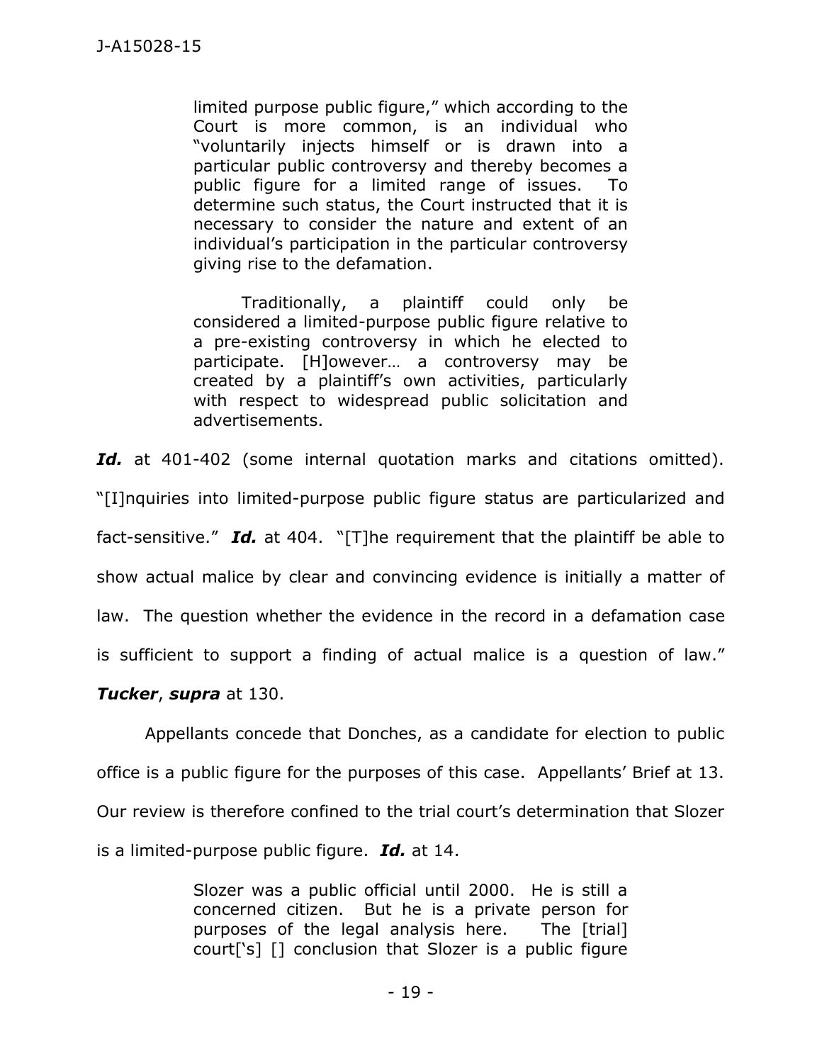> limited purpose public figure," which according to the Court is more common, is an individual who "voluntarily injects himself or is drawn into a particular public controversy and thereby becomes a public figure for a limited range of issues. To determine such status, the Court instructed that it is necessary to consider the nature and extent of an individual's participation in the particular controversy giving rise to the defamation.
>
> Traditionally, a plaintiff could only be considered a limited-purpose public figure relative to a pre-existing controversy in which he elected to participate. [H]owever… a controversy may be created by a plaintiff's own activities, particularly with respect to widespread public solicitation and advertisements.

***Id.*** at 401-402 (some internal quotation marks and citations omitted). "[I]nquiries into limited-purpose public figure status are particularized and fact-sensitive." ***Id.*** at 404. "[T]he requirement that the plaintiff be able to show actual malice by clear and convincing evidence is initially a matter of law. The question whether the evidence in the record in a defamation case is sufficient to support a finding of actual malice is a question of law." ***Tucker***, ***supra*** at 130.

Appellants concede that Donches, as a candidate for election to public office is a public figure for the purposes of this case. Appellants' Brief at 13. Our review is therefore confined to the trial court's determination that Slozer is a limited-purpose public figure. ***Id.*** at 14.

> Slozer was a public official until 2000. He is still a concerned citizen. But he is a private person for purposes of the legal analysis here. The [trial] court['s] [] conclusion that Slozer is a public figure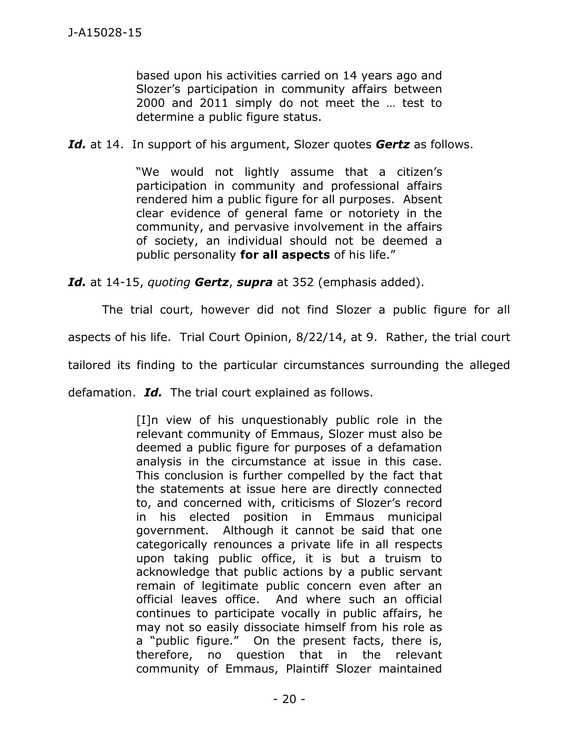> based upon his activities carried on 14 years ago and Slozer's participation in community affairs between 2000 and 2011 simply do not meet the … test to determine a public figure status.

***Id.*** at 14. In support of his argument, Slozer quotes ***Gertz*** as follows.

> "We would not lightly assume that a citizen's participation in community and professional affairs rendered him a public figure for all purposes. Absent clear evidence of general fame or notoriety in the community, and pervasive involvement in the affairs of society, an individual should not be deemed a public personality **for all aspects** of his life."

***Id.*** at 14-15, *quoting* ***Gertz***, ***supra*** at 352 (emphasis added).

The trial court, however did not find Slozer a public figure for all aspects of his life. Trial Court Opinion, 8/22/14, at 9. Rather, the trial court tailored its finding to the particular circumstances surrounding the alleged defamation. ***Id.*** The trial court explained as follows.

> [I]n view of his unquestionably public role in the relevant community of Emmaus, Slozer must also be deemed a public figure for purposes of a defamation analysis in the circumstance at issue in this case. This conclusion is further compelled by the fact that the statements at issue here are directly connected to, and concerned with, criticisms of Slozer's record in his elected position in Emmaus municipal government. Although it cannot be said that one categorically renounces a private life in all respects upon taking public office, it is but a truism to acknowledge that public actions by a public servant remain of legitimate public concern even after an official leaves office. And where such an official continues to participate vocally in public affairs, he may not so easily dissociate himself from his role as a "public figure." On the present facts, there is, therefore, no question that in the relevant community of Emmaus, Plaintiff Slozer maintained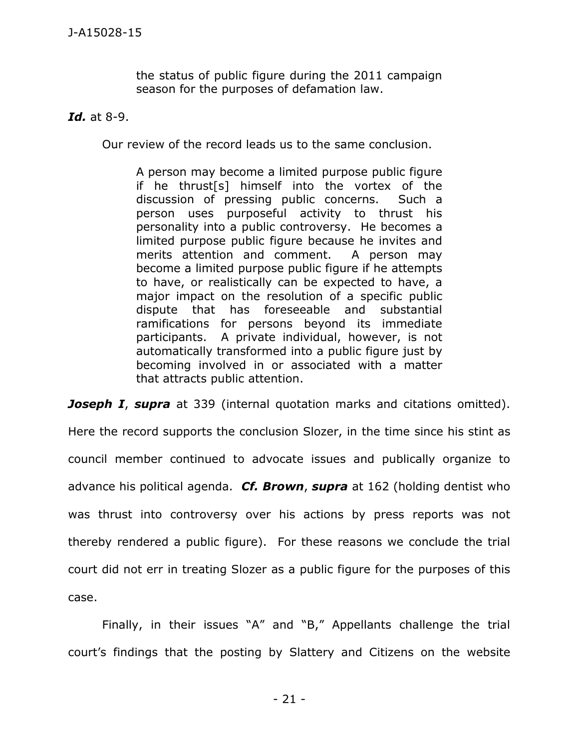> the status of public figure during the 2011 campaign season for the purposes of defamation law.

***Id.*** at 8-9.

Our review of the record leads us to the same conclusion.

> A person may become a limited purpose public figure if he thrust[s] himself into the vortex of the discussion of pressing public concerns. Such a person uses purposeful activity to thrust his personality into a public controversy. He becomes a limited purpose public figure because he invites and merits attention and comment. A person may become a limited purpose public figure if he attempts to have, or realistically can be expected to have, a major impact on the resolution of a specific public dispute that has foreseeable and substantial ramifications for persons beyond its immediate participants. A private individual, however, is not automatically transformed into a public figure just by becoming involved in or associated with a matter that attracts public attention.

***Joseph I***, ***supra*** at 339 (internal quotation marks and citations omitted). Here the record supports the conclusion Slozer, in the time since his stint as council member continued to advocate issues and publically organize to advance his political agenda. ***Cf. Brown***, ***supra*** at 162 (holding dentist who was thrust into controversy over his actions by press reports was not thereby rendered a public figure). For these reasons we conclude the trial court did not err in treating Slozer as a public figure for the purposes of this case.

Finally, in their issues "A" and "B," Appellants challenge the trial court's findings that the posting by Slattery and Citizens on the website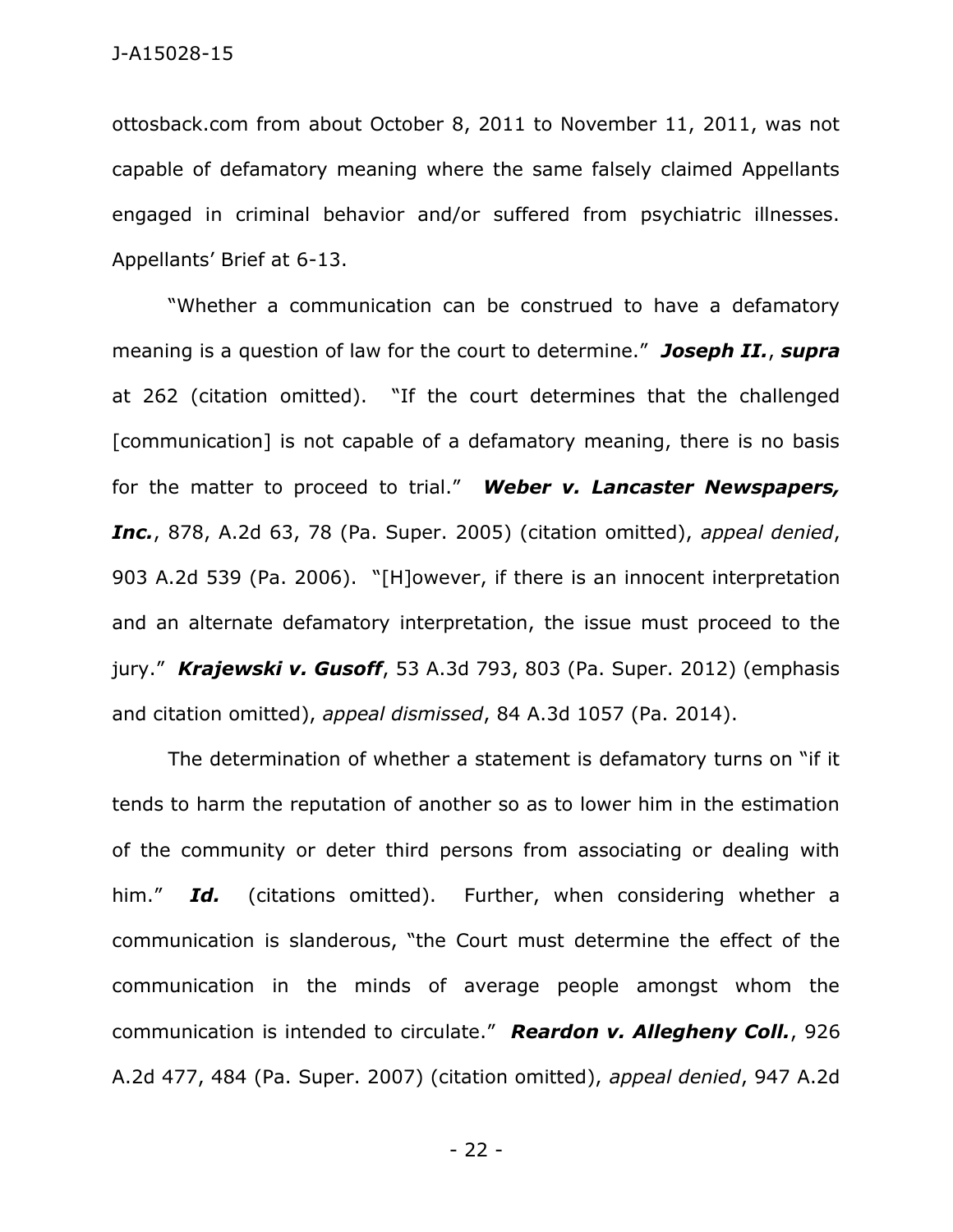ottosback.com from about October 8, 2011 to November 11, 2011, was not capable of defamatory meaning where the same falsely claimed Appellants engaged in criminal behavior and/or suffered from psychiatric illnesses. Appellants' Brief at 6-13.

"Whether a communication can be construed to have a defamatory meaning is a question of law for the court to determine." ***Joseph II.***, ***supra*** at 262 (citation omitted). "If the court determines that the challenged [communication] is not capable of a defamatory meaning, there is no basis for the matter to proceed to trial." ***Weber v. Lancaster Newspapers, Inc.***, 878, A.2d 63, 78 (Pa. Super. 2005) (citation omitted), *appeal denied*, 903 A.2d 539 (Pa. 2006). "[H]owever, if there is an innocent interpretation and an alternate defamatory interpretation, the issue must proceed to the jury." ***Krajewski v. Gusoff***, 53 A.3d 793, 803 (Pa. Super. 2012) (emphasis and citation omitted), *appeal dismissed*, 84 A.3d 1057 (Pa. 2014).

The determination of whether a statement is defamatory turns on "if it tends to harm the reputation of another so as to lower him in the estimation of the community or deter third persons from associating or dealing with him." ***Id.*** (citations omitted). Further, when considering whether a communication is slanderous, "the Court must determine the effect of the communication in the minds of average people amongst whom the communication is intended to circulate." ***Reardon v. Allegheny Coll.***, 926 A.2d 477, 484 (Pa. Super. 2007) (citation omitted), *appeal denied*, 947 A.2d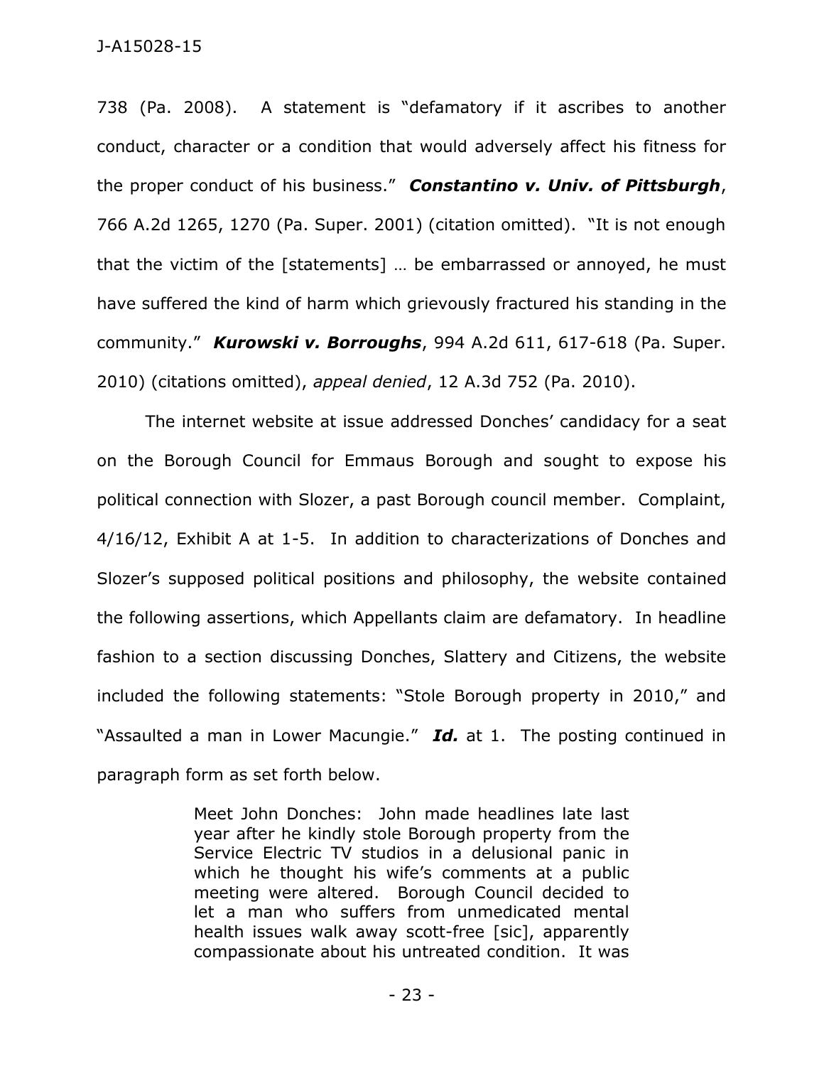738 (Pa. 2008). A statement is "defamatory if it ascribes to another conduct, character or a condition that would adversely affect his fitness for the proper conduct of his business." ***Constantino v. Univ. of Pittsburgh***, 766 A.2d 1265, 1270 (Pa. Super. 2001) (citation omitted). "It is not enough that the victim of the [statements] … be embarrassed or annoyed, he must have suffered the kind of harm which grievously fractured his standing in the community." ***Kurowski v. Borroughs***, 994 A.2d 611, 617-618 (Pa. Super. 2010) (citations omitted), *appeal denied*, 12 A.3d 752 (Pa. 2010).

The internet website at issue addressed Donches' candidacy for a seat on the Borough Council for Emmaus Borough and sought to expose his political connection with Slozer, a past Borough council member. Complaint, 4/16/12, Exhibit A at 1-5. In addition to characterizations of Donches and Slozer's supposed political positions and philosophy, the website contained the following assertions, which Appellants claim are defamatory. In headline fashion to a section discussing Donches, Slattery and Citizens, the website included the following statements: "Stole Borough property in 2010," and "Assaulted a man in Lower Macungie." ***Id.*** at 1. The posting continued in paragraph form as set forth below.

> Meet John Donches: John made headlines late last year after he kindly stole Borough property from the Service Electric TV studios in a delusional panic in which he thought his wife's comments at a public meeting were altered. Borough Council decided to let a man who suffers from unmedicated mental health issues walk away scott-free [sic], apparently compassionate about his untreated condition. It was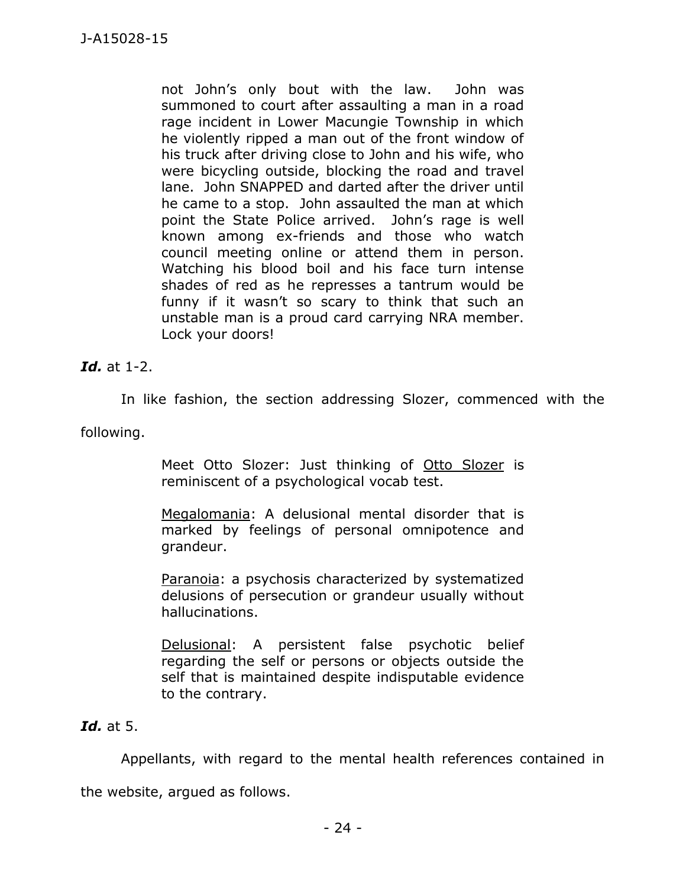> not John's only bout with the law. John was summoned to court after assaulting a man in a road rage incident in Lower Macungie Township in which he violently ripped a man out of the front window of his truck after driving close to John and his wife, who were bicycling outside, blocking the road and travel lane. John SNAPPED and darted after the driver until he came to a stop. John assaulted the man at which point the State Police arrived. John's rage is well known among ex-friends and those who watch council meeting online or attend them in person. Watching his blood boil and his face turn intense shades of red as he represses a tantrum would be funny if it wasn't so scary to think that such an unstable man is a proud card carrying NRA member. Lock your doors!

***Id.*** at 1-2.

In like fashion, the section addressing Slozer, commenced with the following.

> Meet Otto Slozer: Just thinking of Otto Slozer is reminiscent of a psychological vocab test.
>
> Megalomania: A delusional mental disorder that is marked by feelings of personal omnipotence and grandeur.
>
> Paranoia: a psychosis characterized by systematized delusions of persecution or grandeur usually without hallucinations.
>
> Delusional: A persistent false psychotic belief regarding the self or persons or objects outside the self that is maintained despite indisputable evidence to the contrary.

***Id.*** at 5.

Appellants, with regard to the mental health references contained in the website, argued as follows.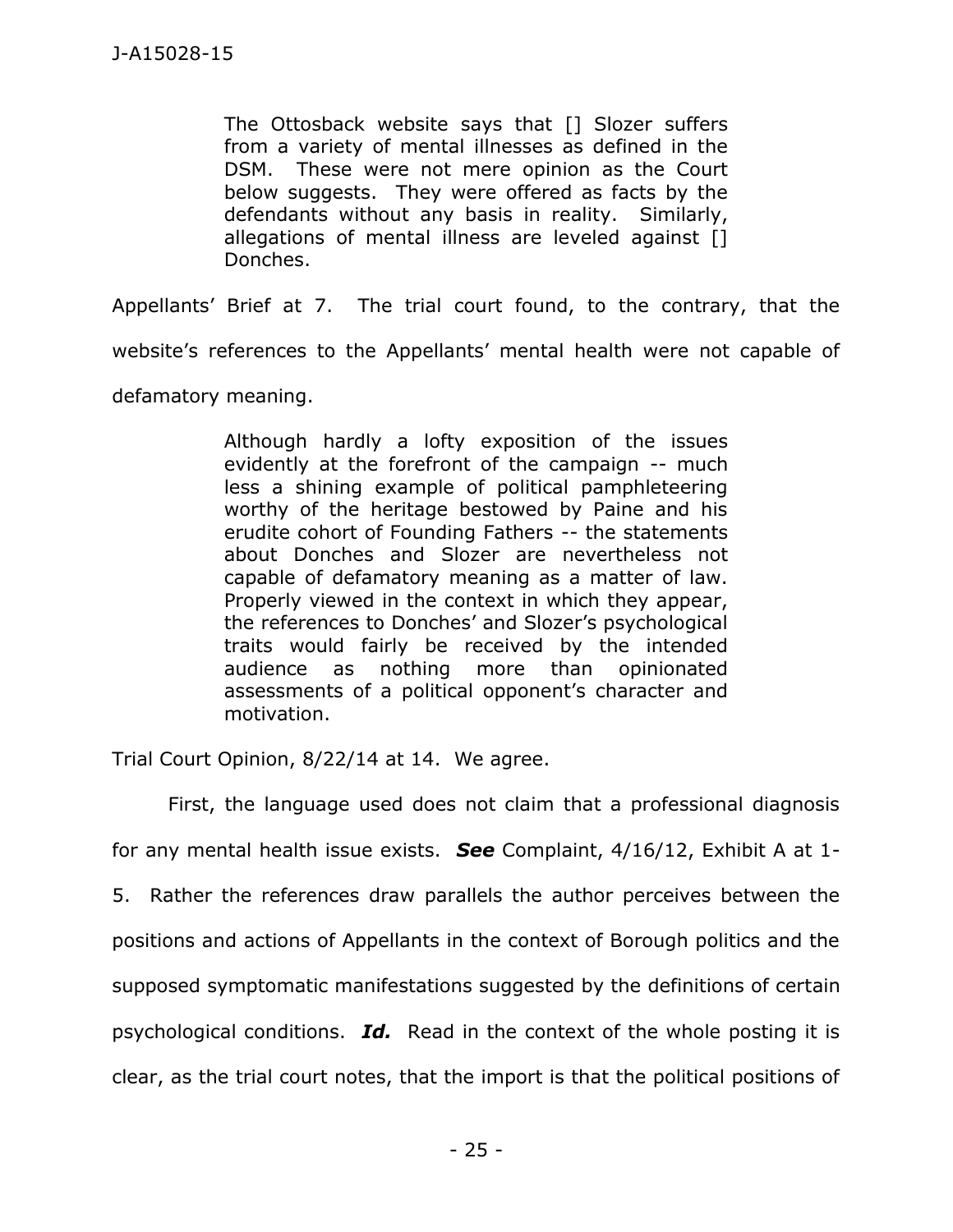> The Ottosback website says that [] Slozer suffers from a variety of mental illnesses as defined in the DSM. These were not mere opinion as the Court below suggests. They were offered as facts by the defendants without any basis in reality. Similarly, allegations of mental illness are leveled against [] Donches.

Appellants' Brief at 7. The trial court found, to the contrary, that the website's references to the Appellants' mental health were not capable of defamatory meaning.

> Although hardly a lofty exposition of the issues evidently at the forefront of the campaign -- much less a shining example of political pamphleteering worthy of the heritage bestowed by Paine and his erudite cohort of Founding Fathers -- the statements about Donches and Slozer are nevertheless not capable of defamatory meaning as a matter of law. Properly viewed in the context in which they appear, the references to Donches' and Slozer's psychological traits would fairly be received by the intended audience as nothing more than opinionated assessments of a political opponent's character and motivation.

Trial Court Opinion, 8/22/14 at 14. We agree.

First, the language used does not claim that a professional diagnosis for any mental health issue exists. ***See*** Complaint, 4/16/12, Exhibit A at 1-5. Rather the references draw parallels the author perceives between the positions and actions of Appellants in the context of Borough politics and the supposed symptomatic manifestations suggested by the definitions of certain psychological conditions. ***Id.*** Read in the context of the whole posting it is clear, as the trial court notes, that the import is that the political positions of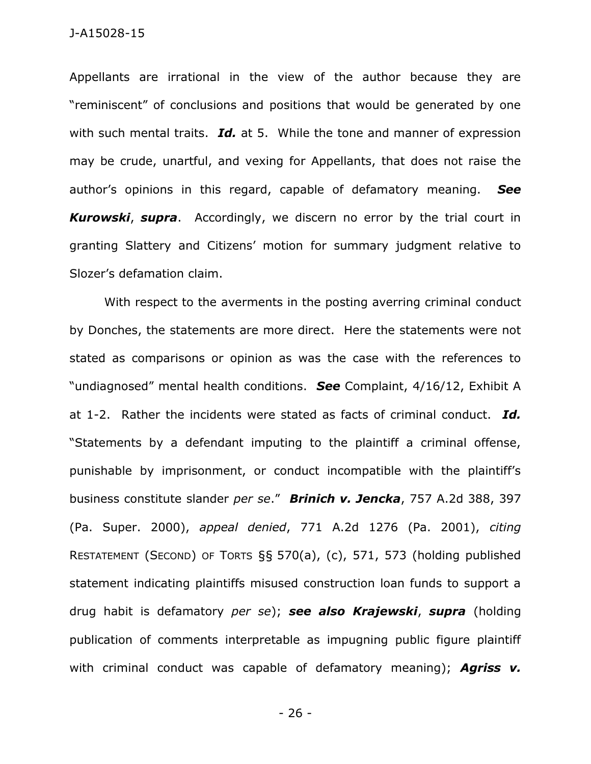Appellants are irrational in the view of the author because they are "reminiscent" of conclusions and positions that would be generated by one with such mental traits. ***Id.*** at 5. While the tone and manner of expression may be crude, unartful, and vexing for Appellants, that does not raise the author's opinions in this regard, capable of defamatory meaning. ***See Kurowski***, ***supra***. Accordingly, we discern no error by the trial court in granting Slattery and Citizens' motion for summary judgment relative to Slozer's defamation claim.

With respect to the averments in the posting averring criminal conduct by Donches, the statements are more direct. Here the statements were not stated as comparisons or opinion as was the case with the references to "undiagnosed" mental health conditions. ***See*** Complaint, 4/16/12, Exhibit A at 1-2. Rather the incidents were stated as facts of criminal conduct. ***Id.*** "Statements by a defendant imputing to the plaintiff a criminal offense, punishable by imprisonment, or conduct incompatible with the plaintiff's business constitute slander *per se*." ***Brinich v. Jencka***, 757 A.2d 388, 397 (Pa. Super. 2000), *appeal denied*, 771 A.2d 1276 (Pa. 2001), *citing* RESTATEMENT (SECOND) OF TORTS §§ 570(a), (c), 571, 573 (holding published statement indicating plaintiffs misused construction loan funds to support a drug habit is defamatory *per se*); ***see also Krajewski***, ***supra*** (holding publication of comments interpretable as impugning public figure plaintiff with criminal conduct was capable of defamatory meaning); ***Agriss v.***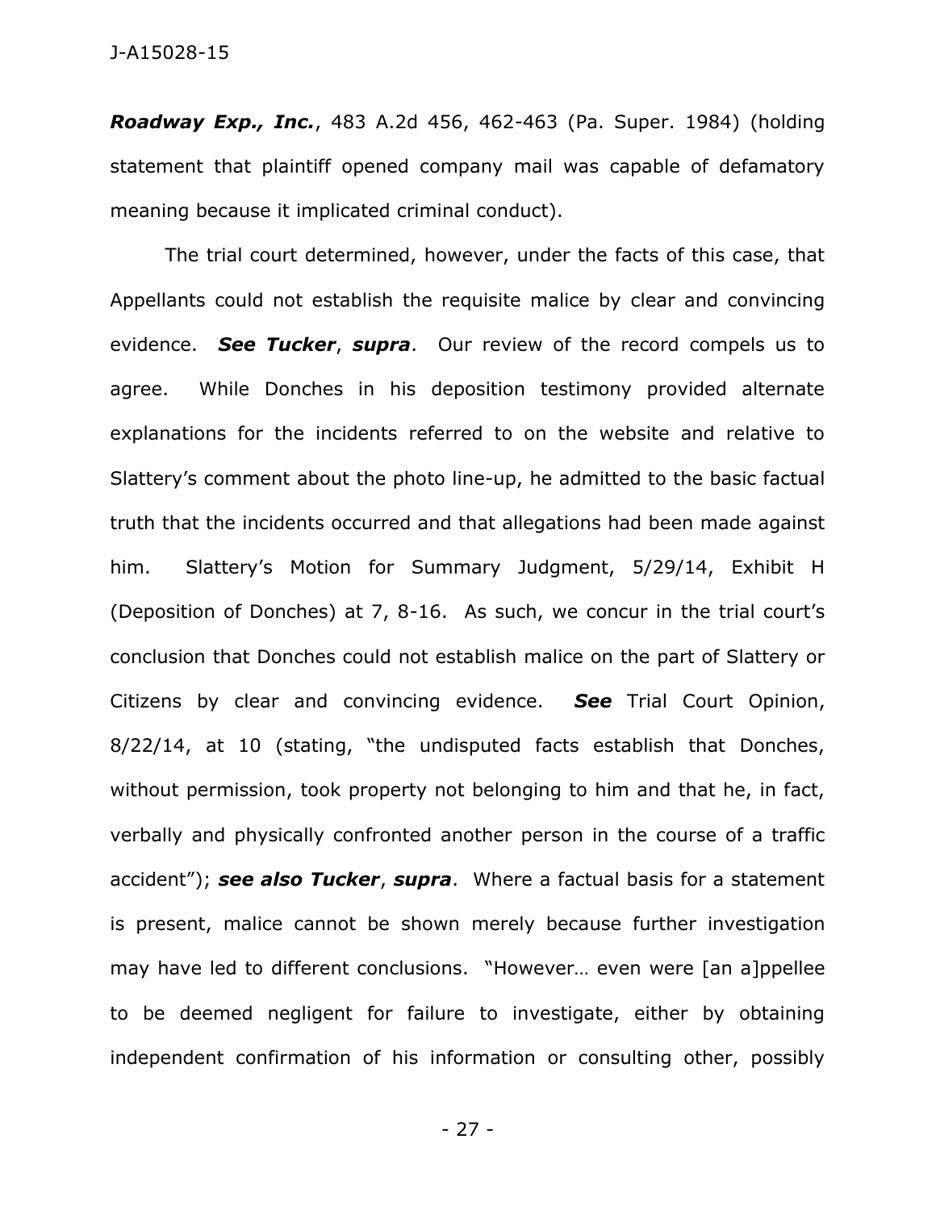***Roadway Exp., Inc.***, 483 A.2d 456, 462-463 (Pa. Super. 1984) (holding statement that plaintiff opened company mail was capable of defamatory meaning because it implicated criminal conduct).

The trial court determined, however, under the facts of this case, that Appellants could not establish the requisite malice by clear and convincing evidence. ***See Tucker***, ***supra***. Our review of the record compels us to agree. While Donches in his deposition testimony provided alternate explanations for the incidents referred to on the website and relative to Slattery's comment about the photo line-up, he admitted to the basic factual truth that the incidents occurred and that allegations had been made against him. Slattery's Motion for Summary Judgment, 5/29/14, Exhibit H (Deposition of Donches) at 7, 8-16. As such, we concur in the trial court's conclusion that Donches could not establish malice on the part of Slattery or Citizens by clear and convincing evidence. ***See*** Trial Court Opinion, 8/22/14, at 10 (stating, "the undisputed facts establish that Donches, without permission, took property not belonging to him and that he, in fact, verbally and physically confronted another person in the course of a traffic accident"); ***see also Tucker***, ***supra***. Where a factual basis for a statement is present, malice cannot be shown merely because further investigation may have led to different conclusions. "However… even were [an a]ppellee to be deemed negligent for failure to investigate, either by obtaining independent confirmation of his information or consulting other, possibly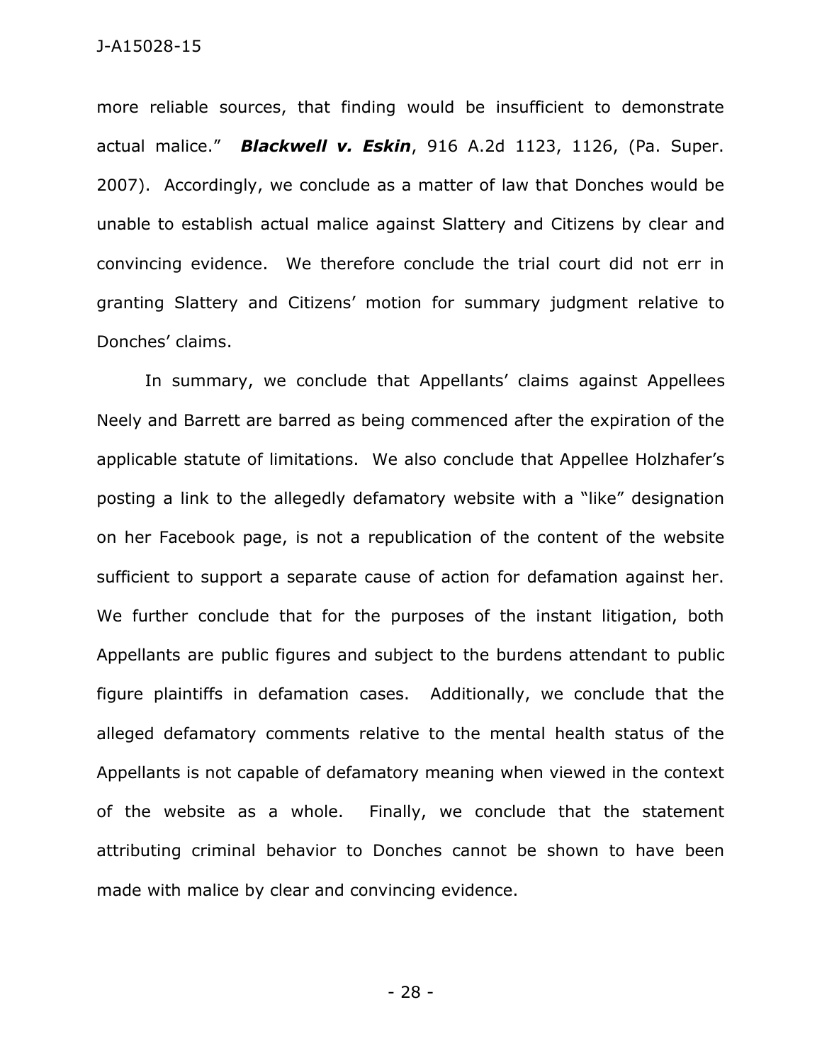more reliable sources, that finding would be insufficient to demonstrate actual malice." ***Blackwell v. Eskin***, 916 A.2d 1123, 1126, (Pa. Super. 2007). Accordingly, we conclude as a matter of law that Donches would be unable to establish actual malice against Slattery and Citizens by clear and convincing evidence. We therefore conclude the trial court did not err in granting Slattery and Citizens' motion for summary judgment relative to Donches' claims.

In summary, we conclude that Appellants' claims against Appellees Neely and Barrett are barred as being commenced after the expiration of the applicable statute of limitations. We also conclude that Appellee Holzhafer's posting a link to the allegedly defamatory website with a "like" designation on her Facebook page, is not a republication of the content of the website sufficient to support a separate cause of action for defamation against her. We further conclude that for the purposes of the instant litigation, both Appellants are public figures and subject to the burdens attendant to public figure plaintiffs in defamation cases. Additionally, we conclude that the alleged defamatory comments relative to the mental health status of the Appellants is not capable of defamatory meaning when viewed in the context of the website as a whole. Finally, we conclude that the statement attributing criminal behavior to Donches cannot be shown to have been made with malice by clear and convincing evidence.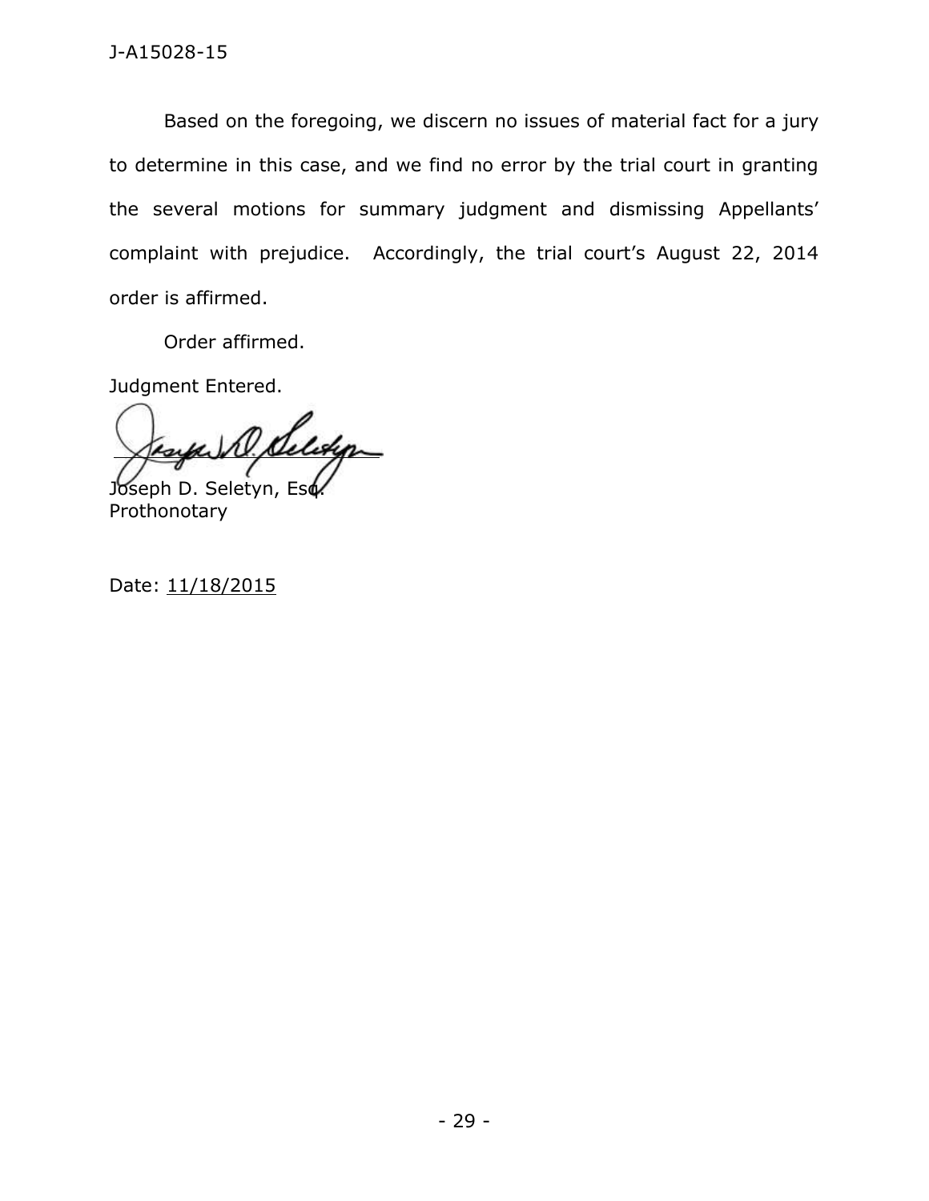Based on the foregoing, we discern no issues of material fact for a jury to determine in this case, and we find no error by the trial court in granting the several motions for summary judgment and dismissing Appellants' complaint with prejudice. Accordingly, the trial court's August 22, 2014 order is affirmed.

Order affirmed.

Judgment Entered.

Joseph D. Seletyn, Esq.
Prothonotary

Date: 11/18/2015